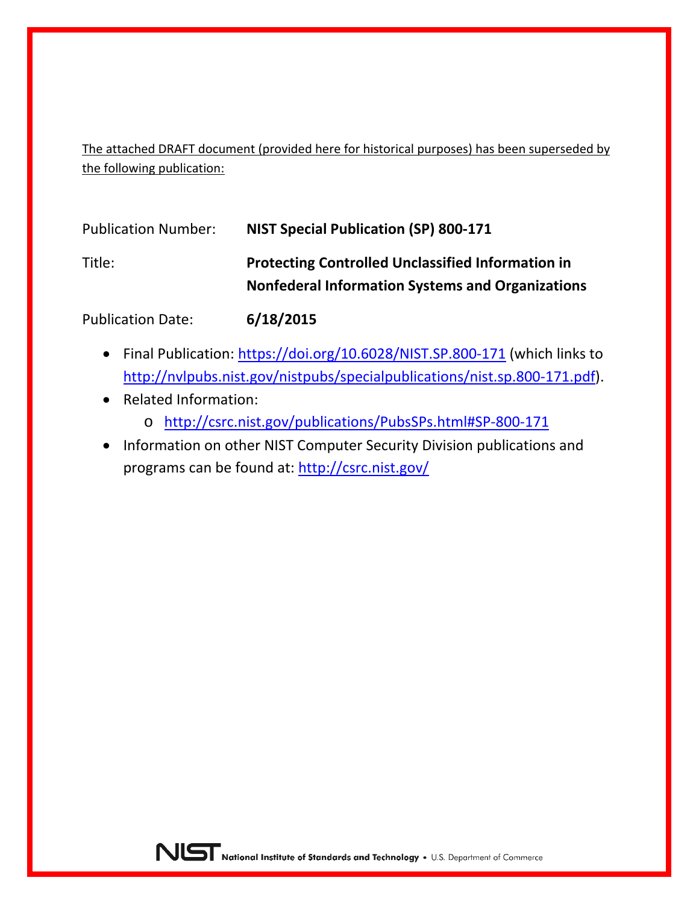The attached DRAFT document (provided here for historical purposes) has been superseded by the following publication:

| | |
|---|---|
| Publication Number: | **NIST Special Publication (SP) 800-171** |
| Title: | **Protecting Controlled Unclassified Information in Nonfederal Information Systems and Organizations** |
| Publication Date: | **6/18/2015** |

- Final Publication: https://doi.org/10.6028/NIST.SP.800-171 (which links to http://nvlpubs.nist.gov/nistpubs/specialpublications/nist.sp.800-171.pdf).
- Related Information:
  - http://csrc.nist.gov/publications/PubsSPs.html#SP-800-171
- Information on other NIST Computer Security Division publications and programs can be found at: http://csrc.nist.gov/

NIST National Institute of Standards and Technology • U.S. Department of Commerce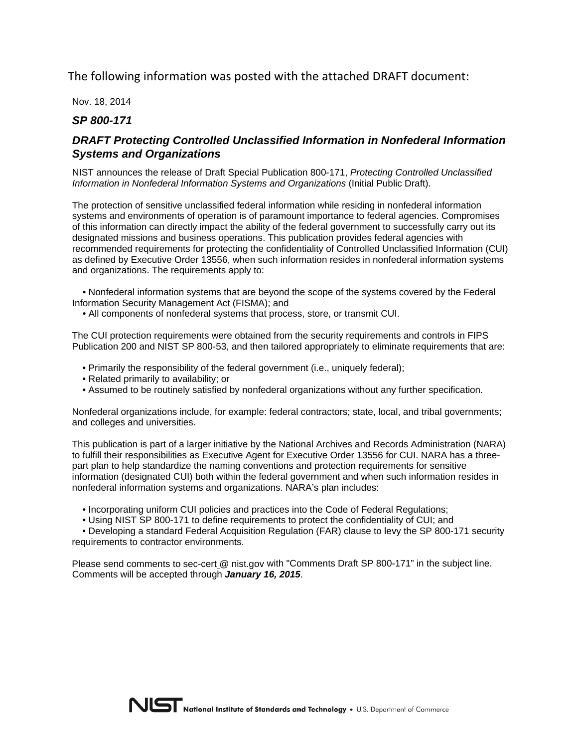The following information was posted with the attached DRAFT document:

Nov. 18, 2014

***SP 800-171***

## *DRAFT Protecting Controlled Unclassified Information in Nonfederal Information Systems and Organizations*

NIST announces the release of Draft Special Publication 800-171, *Protecting Controlled Unclassified Information in Nonfederal Information Systems and Organizations* (Initial Public Draft).

The protection of sensitive unclassified federal information while residing in nonfederal information systems and environments of operation is of paramount importance to federal agencies. Compromises of this information can directly impact the ability of the federal government to successfully carry out its designated missions and business operations. This publication provides federal agencies with recommended requirements for protecting the confidentiality of Controlled Unclassified Information (CUI) as defined by Executive Order 13556, when such information resides in nonfederal information systems and organizations. The requirements apply to:

- Nonfederal information systems that are beyond the scope of the systems covered by the Federal Information Security Management Act (FISMA); and
- All components of nonfederal systems that process, store, or transmit CUI.

The CUI protection requirements were obtained from the security requirements and controls in FIPS Publication 200 and NIST SP 800-53, and then tailored appropriately to eliminate requirements that are:

- Primarily the responsibility of the federal government (i.e., uniquely federal);
- Related primarily to availability; or
- Assumed to be routinely satisfied by nonfederal organizations without any further specification.

Nonfederal organizations include, for example: federal contractors; state, local, and tribal governments; and colleges and universities.

This publication is part of a larger initiative by the National Archives and Records Administration (NARA) to fulfill their responsibilities as Executive Agent for Executive Order 13556 for CUI. NARA has a three-part plan to help standardize the naming conventions and protection requirements for sensitive information (designated CUI) both within the federal government and when such information resides in nonfederal information systems and organizations. NARA's plan includes:

- Incorporating uniform CUI policies and practices into the Code of Federal Regulations;
- Using NIST SP 800-171 to define requirements to protect the confidentiality of CUI; and
- Developing a standard Federal Acquisition Regulation (FAR) clause to levy the SP 800-171 security requirements to contractor environments.

Please send comments to sec-cert @ nist.gov with "Comments Draft SP 800-171" in the subject line. Comments will be accepted through ***January 16, 2015***.

NIST National Institute of Standards and Technology • U.S. Department of Commerce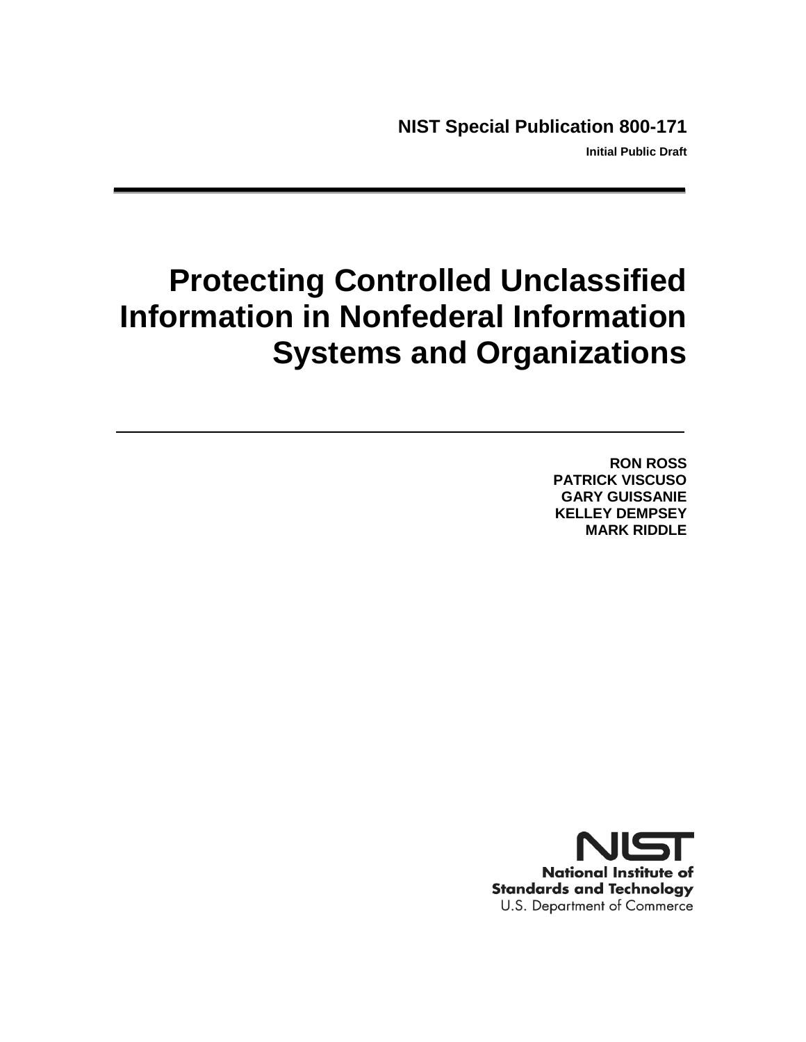**NIST Special Publication 800-171**

**Initial Public Draft**

# Protecting Controlled Unclassified Information in Nonfederal Information Systems and Organizations

**RON ROSS**
**PATRICK VISCUSO**
**GARY GUISSANIE**
**KELLEY DEMPSEY**
**MARK RIDDLE**

**National Institute of Standards and Technology**
U.S. Department of Commerce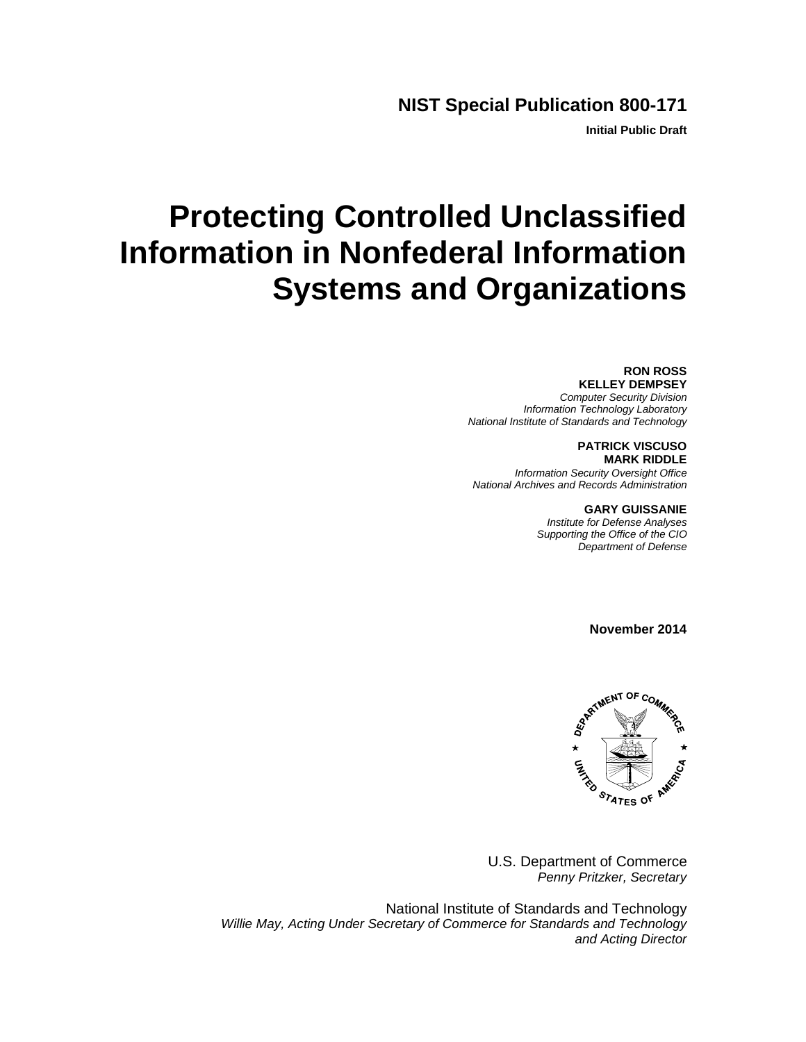**NIST Special Publication 800-171**

**Initial Public Draft**

# Protecting Controlled Unclassified Information in Nonfederal Information Systems and Organizations

**RON ROSS**
**KELLEY DEMPSEY**
*Computer Security Division*
*Information Technology Laboratory*
*National Institute of Standards and Technology*

**PATRICK VISCUSO**
**MARK RIDDLE**
*Information Security Oversight Office*
*National Archives and Records Administration*

**GARY GUISSANIE**
*Institute for Defense Analyses*
*Supporting the Office of the CIO*
*Department of Defense*

**November 2014**

U.S. Department of Commerce
*Penny Pritzker, Secretary*

National Institute of Standards and Technology
*Willie May, Acting Under Secretary of Commerce for Standards and Technology and Acting Director*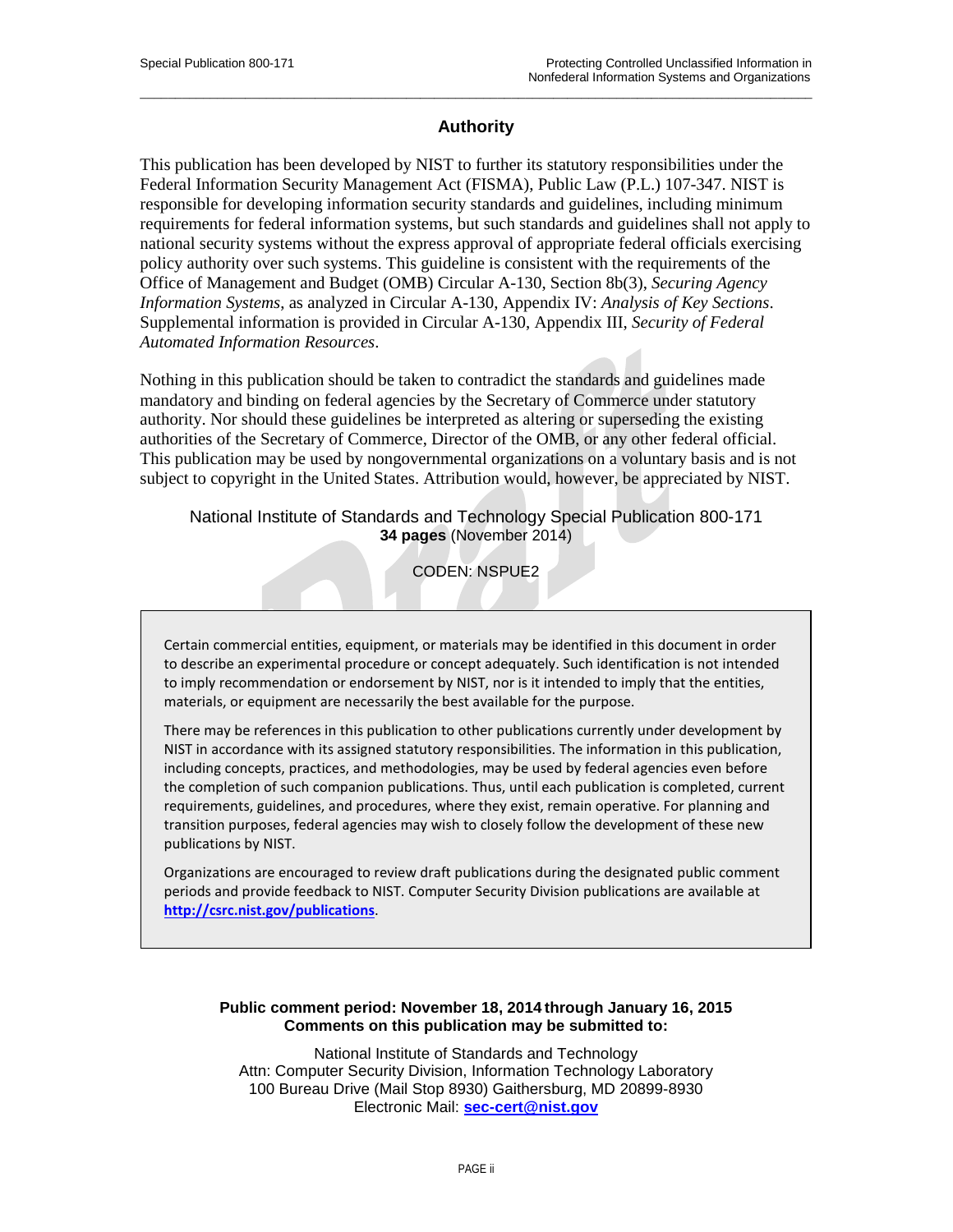## Authority

This publication has been developed by NIST to further its statutory responsibilities under the Federal Information Security Management Act (FISMA), Public Law (P.L.) 107-347. NIST is responsible for developing information security standards and guidelines, including minimum requirements for federal information systems, but such standards and guidelines shall not apply to national security systems without the express approval of appropriate federal officials exercising policy authority over such systems. This guideline is consistent with the requirements of the Office of Management and Budget (OMB) Circular A-130, Section 8b(3), *Securing Agency Information Systems*, as analyzed in Circular A-130, Appendix IV: *Analysis of Key Sections*. Supplemental information is provided in Circular A-130, Appendix III, *Security of Federal Automated Information Resources*.

Nothing in this publication should be taken to contradict the standards and guidelines made mandatory and binding on federal agencies by the Secretary of Commerce under statutory authority. Nor should these guidelines be interpreted as altering or superseding the existing authorities of the Secretary of Commerce, Director of the OMB, or any other federal official. This publication may be used by nongovernmental organizations on a voluntary basis and is not subject to copyright in the United States. Attribution would, however, be appreciated by NIST.

National Institute of Standards and Technology Special Publication 800-171
**34 pages** (November 2014)

CODEN: NSPUE2

Certain commercial entities, equipment, or materials may be identified in this document in order to describe an experimental procedure or concept adequately. Such identification is not intended to imply recommendation or endorsement by NIST, nor is it intended to imply that the entities, materials, or equipment are necessarily the best available for the purpose.

There may be references in this publication to other publications currently under development by NIST in accordance with its assigned statutory responsibilities. The information in this publication, including concepts, practices, and methodologies, may be used by federal agencies even before the completion of such companion publications. Thus, until each publication is completed, current requirements, guidelines, and procedures, where they exist, remain operative. For planning and transition purposes, federal agencies may wish to closely follow the development of these new publications by NIST.

Organizations are encouraged to review draft publications during the designated public comment periods and provide feedback to NIST. Computer Security Division publications are available at **http://csrc.nist.gov/publications**.

**Public comment period: November 18, 2014 through January 16, 2015**
**Comments on this publication may be submitted to:**

National Institute of Standards and Technology
Attn: Computer Security Division, Information Technology Laboratory
100 Bureau Drive (Mail Stop 8930) Gaithersburg, MD 20899-8930
Electronic Mail: **sec-cert@nist.gov**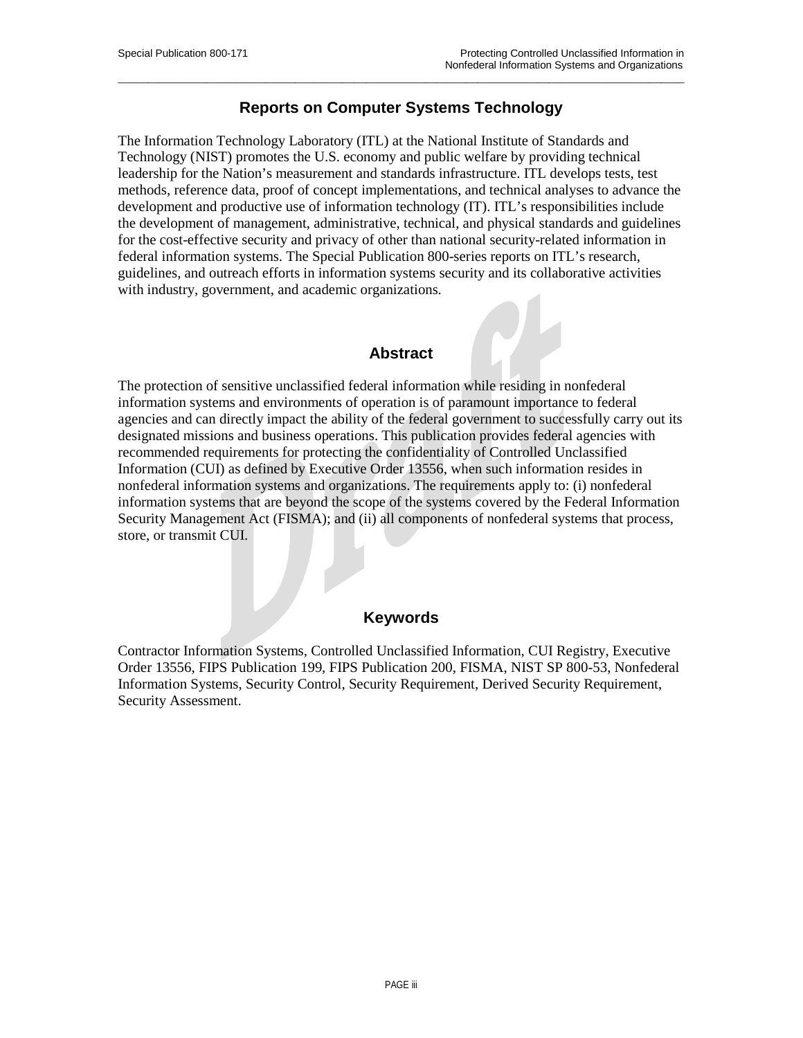## Reports on Computer Systems Technology

The Information Technology Laboratory (ITL) at the National Institute of Standards and Technology (NIST) promotes the U.S. economy and public welfare by providing technical leadership for the Nation's measurement and standards infrastructure. ITL develops tests, test methods, reference data, proof of concept implementations, and technical analyses to advance the development and productive use of information technology (IT). ITL's responsibilities include the development of management, administrative, technical, and physical standards and guidelines for the cost-effective security and privacy of other than national security-related information in federal information systems. The Special Publication 800-series reports on ITL's research, guidelines, and outreach efforts in information systems security and its collaborative activities with industry, government, and academic organizations.

## Abstract

The protection of sensitive unclassified federal information while residing in nonfederal information systems and environments of operation is of paramount importance to federal agencies and can directly impact the ability of the federal government to successfully carry out its designated missions and business operations. This publication provides federal agencies with recommended requirements for protecting the confidentiality of Controlled Unclassified Information (CUI) as defined by Executive Order 13556, when such information resides in nonfederal information systems and organizations. The requirements apply to: (i) nonfederal information systems that are beyond the scope of the systems covered by the Federal Information Security Management Act (FISMA); and (ii) all components of nonfederal systems that process, store, or transmit CUI.

## Keywords

Contractor Information Systems, Controlled Unclassified Information, CUI Registry, Executive Order 13556, FIPS Publication 199, FIPS Publication 200, FISMA, NIST SP 800-53, Nonfederal Information Systems, Security Control, Security Requirement, Derived Security Requirement, Security Assessment.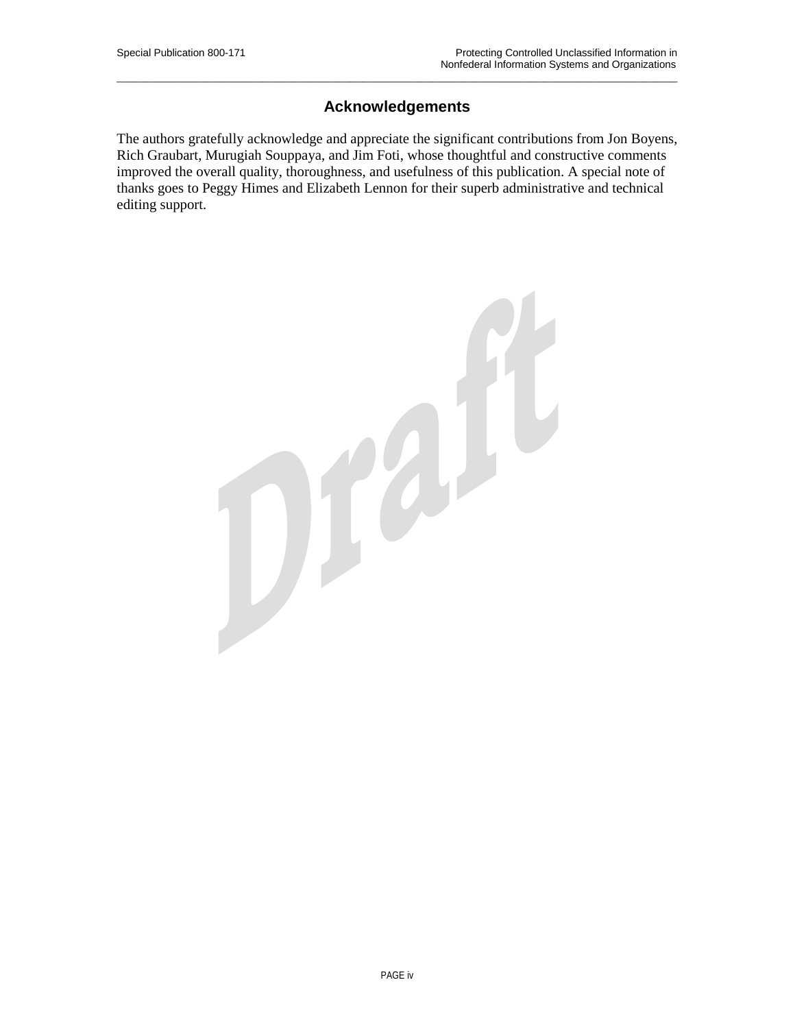## Acknowledgements

The authors gratefully acknowledge and appreciate the significant contributions from Jon Boyens, Rich Graubart, Murugiah Souppaya, and Jim Foti, whose thoughtful and constructive comments improved the overall quality, thoroughness, and usefulness of this publication. A special note of thanks goes to Peggy Himes and Elizabeth Lennon for their superb administrative and technical editing support.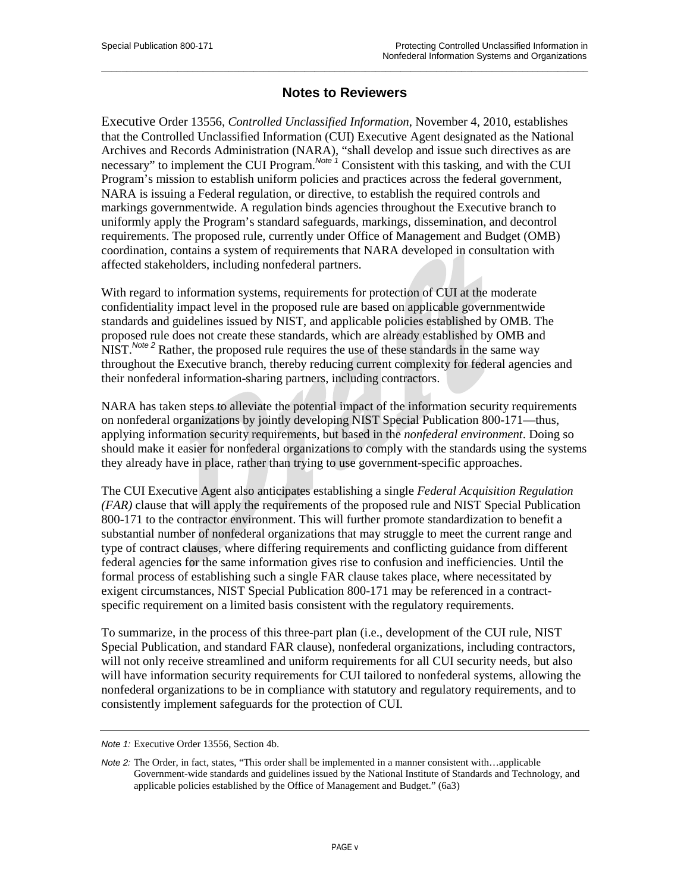## Notes to Reviewers

Executive Order 13556, *Controlled Unclassified Information*, November 4, 2010, establishes that the Controlled Unclassified Information (CUI) Executive Agent designated as the National Archives and Records Administration (NARA), "shall develop and issue such directives as are necessary" to implement the CUI Program.[Note 1] Consistent with this tasking, and with the CUI Program's mission to establish uniform policies and practices across the federal government, NARA is issuing a Federal regulation, or directive, to establish the required controls and markings governmentwide. A regulation binds agencies throughout the Executive branch to uniformly apply the Program's standard safeguards, markings, dissemination, and decontrol requirements. The proposed rule, currently under Office of Management and Budget (OMB) coordination, contains a system of requirements that NARA developed in consultation with affected stakeholders, including nonfederal partners.

With regard to information systems, requirements for protection of CUI at the moderate confidentiality impact level in the proposed rule are based on applicable governmentwide standards and guidelines issued by NIST, and applicable policies established by OMB. The proposed rule does not create these standards, which are already established by OMB and NIST.[Note 2] Rather, the proposed rule requires the use of these standards in the same way throughout the Executive branch, thereby reducing current complexity for federal agencies and their nonfederal information-sharing partners, including contractors.

NARA has taken steps to alleviate the potential impact of the information security requirements on nonfederal organizations by jointly developing NIST Special Publication 800-171—thus, applying information security requirements, but based in the *nonfederal environment*. Doing so should make it easier for nonfederal organizations to comply with the standards using the systems they already have in place, rather than trying to use government-specific approaches.

The CUI Executive Agent also anticipates establishing a single *Federal Acquisition Regulation (FAR)* clause that will apply the requirements of the proposed rule and NIST Special Publication 800-171 to the contractor environment. This will further promote standardization to benefit a substantial number of nonfederal organizations that may struggle to meet the current range and type of contract clauses, where differing requirements and conflicting guidance from different federal agencies for the same information gives rise to confusion and inefficiencies. Until the formal process of establishing such a single FAR clause takes place, where necessitated by exigent circumstances, NIST Special Publication 800-171 may be referenced in a contract-specific requirement on a limited basis consistent with the regulatory requirements.

To summarize, in the process of this three-part plan (i.e., development of the CUI rule, NIST Special Publication, and standard FAR clause), nonfederal organizations, including contractors, will not only receive streamlined and uniform requirements for all CUI security needs, but also will have information security requirements for CUI tailored to nonfederal systems, allowing the nonfederal organizations to be in compliance with statutory and regulatory requirements, and to consistently implement safeguards for the protection of CUI.

---

*Note 1:* Executive Order 13556, Section 4b.

*Note 2:* The Order, in fact, states, "This order shall be implemented in a manner consistent with…applicable Government-wide standards and guidelines issued by the National Institute of Standards and Technology, and applicable policies established by the Office of Management and Budget." (6a3)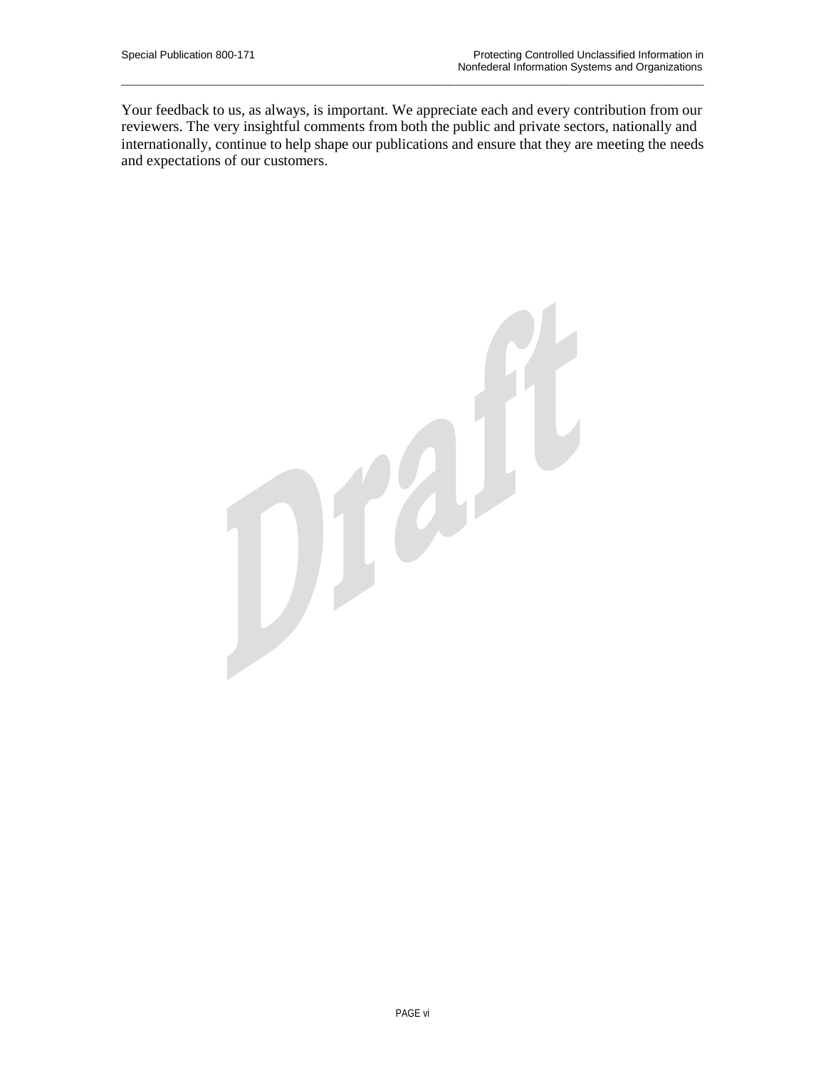Your feedback to us, as always, is important. We appreciate each and every contribution from our reviewers. The very insightful comments from both the public and private sectors, nationally and internationally, continue to help shape our publications and ensure that they are meeting the needs and expectations of our customers.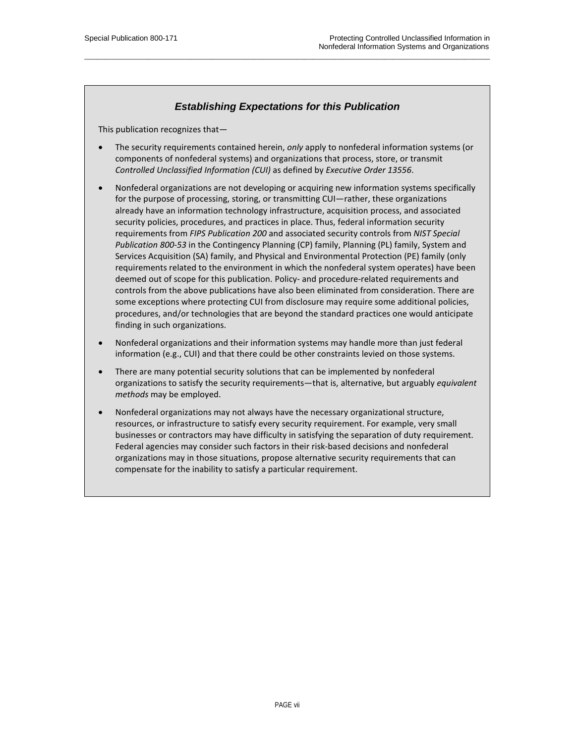### *Establishing Expectations for this Publication*

This publication recognizes that—

- The security requirements contained herein, *only* apply to nonfederal information systems (or components of nonfederal systems) and organizations that process, store, or transmit *Controlled Unclassified Information (CUI)* as defined by *Executive Order 13556*.
- Nonfederal organizations are not developing or acquiring new information systems specifically for the purpose of processing, storing, or transmitting CUI—rather, these organizations already have an information technology infrastructure, acquisition process, and associated security policies, procedures, and practices in place. Thus, federal information security requirements from *FIPS Publication 200* and associated security controls from *NIST Special Publication 800-53* in the Contingency Planning (CP) family, Planning (PL) family, System and Services Acquisition (SA) family, and Physical and Environmental Protection (PE) family (only requirements related to the environment in which the nonfederal system operates) have been deemed out of scope for this publication. Policy- and procedure-related requirements and controls from the above publications have also been eliminated from consideration. There are some exceptions where protecting CUI from disclosure may require some additional policies, procedures, and/or technologies that are beyond the standard practices one would anticipate finding in such organizations.
- Nonfederal organizations and their information systems may handle more than just federal information (e.g., CUI) and that there could be other constraints levied on those systems.
- There are many potential security solutions that can be implemented by nonfederal organizations to satisfy the security requirements—that is, alternative, but arguably *equivalent methods* may be employed.
- Nonfederal organizations may not always have the necessary organizational structure, resources, or infrastructure to satisfy every security requirement. For example, very small businesses or contractors may have difficulty in satisfying the separation of duty requirement. Federal agencies may consider such factors in their risk-based decisions and nonfederal organizations may in those situations, propose alternative security requirements that can compensate for the inability to satisfy a particular requirement.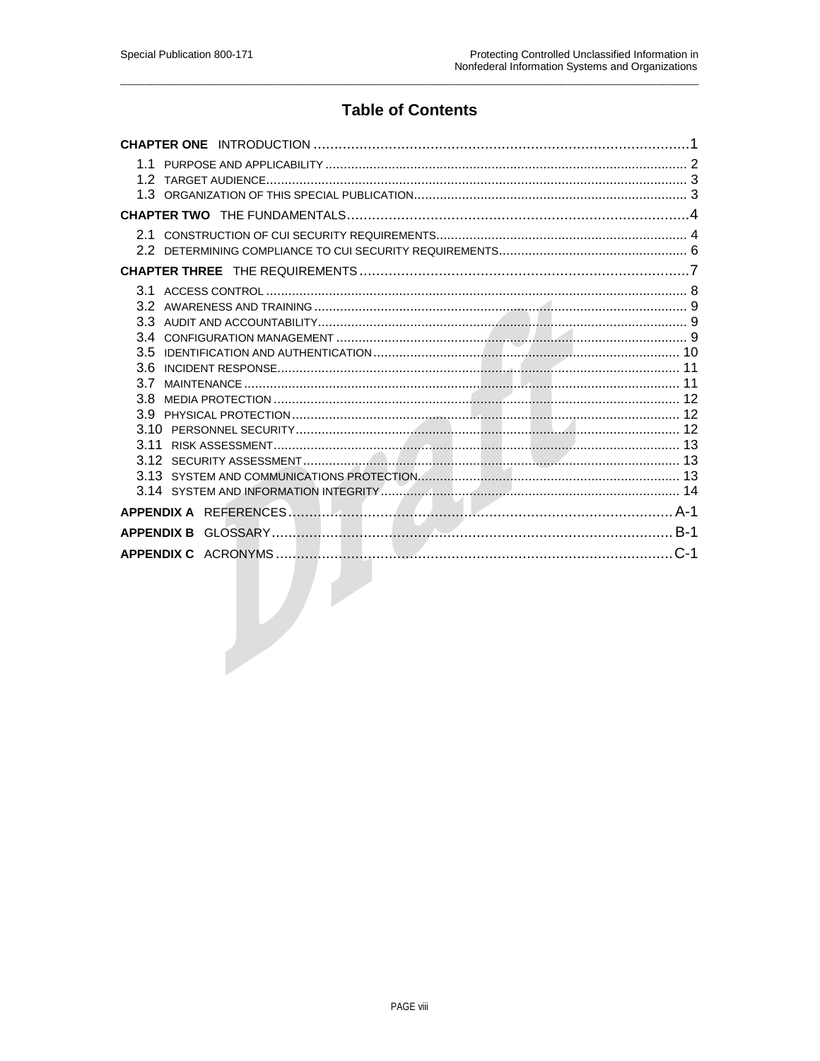# Table of Contents

**CHAPTER ONE** INTRODUCTION .......................................................................................... 1

- 1.1 PURPOSE AND APPLICABILITY .......................................................................................... 2
- 1.2 TARGET AUDIENCE .......................................................................................... 3
- 1.3 ORGANIZATION OF THIS SPECIAL PUBLICATION .......................................................................................... 3

**CHAPTER TWO** THE FUNDAMENTALS .......................................................................................... 4

- 2.1 CONSTRUCTION OF CUI SECURITY REQUIREMENTS .......................................................................................... 4
- 2.2 DETERMINING COMPLIANCE TO CUI SECURITY REQUIREMENTS .......................................................................................... 6

**CHAPTER THREE** THE REQUIREMENTS .......................................................................................... 7

- 3.1 ACCESS CONTROL .......................................................................................... 8
- 3.2 AWARENESS AND TRAINING .......................................................................................... 9
- 3.3 AUDIT AND ACCOUNTABILITY .......................................................................................... 9
- 3.4 CONFIGURATION MANAGEMENT .......................................................................................... 9
- 3.5 IDENTIFICATION AND AUTHENTICATION .......................................................................................... 10
- 3.6 INCIDENT RESPONSE .......................................................................................... 11
- 3.7 MAINTENANCE .......................................................................................... 11
- 3.8 MEDIA PROTECTION .......................................................................................... 12
- 3.9 PHYSICAL PROTECTION .......................................................................................... 12
- 3.10 PERSONNEL SECURITY .......................................................................................... 12
- 3.11 RISK ASSESSMENT .......................................................................................... 13
- 3.12 SECURITY ASSESSMENT .......................................................................................... 13
- 3.13 SYSTEM AND COMMUNICATIONS PROTECTION .......................................................................................... 13
- 3.14 SYSTEM AND INFORMATION INTEGRITY .......................................................................................... 14

**APPENDIX A** REFERENCES .......................................................................................... A-1

**APPENDIX B** GLOSSARY .......................................................................................... B-1

**APPENDIX C** ACRONYMS .......................................................................................... C-1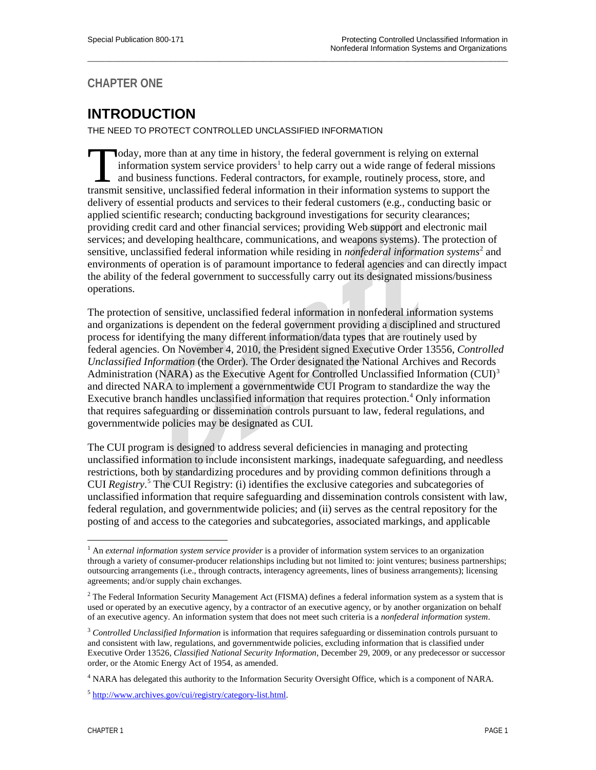## CHAPTER ONE

# INTRODUCTION

THE NEED TO PROTECT CONTROLLED UNCLASSIFIED INFORMATION

Today, more than at any time in history, the federal government is relying on external information system service providers[1] to help carry out a wide range of federal missions and business functions. Federal contractors, for example, routinely process, store, and transmit sensitive, unclassified federal information in their information systems to support the delivery of essential products and services to their federal customers (e.g., conducting basic or applied scientific research; conducting background investigations for security clearances; providing credit card and other financial services; providing Web support and electronic mail services; and developing healthcare, communications, and weapons systems). The protection of sensitive, unclassified federal information while residing in *nonfederal information systems*[2] and environments of operation is of paramount importance to federal agencies and can directly impact the ability of the federal government to successfully carry out its designated missions/business operations.

The protection of sensitive, unclassified federal information in nonfederal information systems and organizations is dependent on the federal government providing a disciplined and structured process for identifying the many different information/data types that are routinely used by federal agencies. On November 4, 2010, the President signed Executive Order 13556, *Controlled Unclassified Information* (the Order). The Order designated the National Archives and Records Administration (NARA) as the Executive Agent for Controlled Unclassified Information (CUI)[3] and directed NARA to implement a governmentwide CUI Program to standardize the way the Executive branch handles unclassified information that requires protection.[4] Only information that requires safeguarding or dissemination controls pursuant to law, federal regulations, and governmentwide policies may be designated as CUI.

The CUI program is designed to address several deficiencies in managing and protecting unclassified information to include inconsistent markings, inadequate safeguarding, and needless restrictions, both by standardizing procedures and by providing common definitions through a CUI *Registry*.[5] The CUI Registry: (i) identifies the exclusive categories and subcategories of unclassified information that require safeguarding and dissemination controls consistent with law, federal regulation, and governmentwide policies; and (ii) serves as the central repository for the posting of and access to the categories and subcategories, associated markings, and applicable

---

[1] An *external information system service provider* is a provider of information system services to an organization through a variety of consumer-producer relationships including but not limited to: joint ventures; business partnerships; outsourcing arrangements (i.e., through contracts, interagency agreements, lines of business arrangements); licensing agreements; and/or supply chain exchanges.

[2] The Federal Information Security Management Act (FISMA) defines a federal information system as a system that is used or operated by an executive agency, by a contractor of an executive agency, or by another organization on behalf of an executive agency. An information system that does not meet such criteria is a *nonfederal information system*.

[3] *Controlled Unclassified Information* is information that requires safeguarding or dissemination controls pursuant to and consistent with law, regulations, and governmentwide policies, excluding information that is classified under Executive Order 13526, *Classified National Security Information*, December 29, 2009, or any predecessor or successor order, or the Atomic Energy Act of 1954, as amended.

[4] NARA has delegated this authority to the Information Security Oversight Office, which is a component of NARA.

[5] http://www.archives.gov/cui/registry/category-list.html.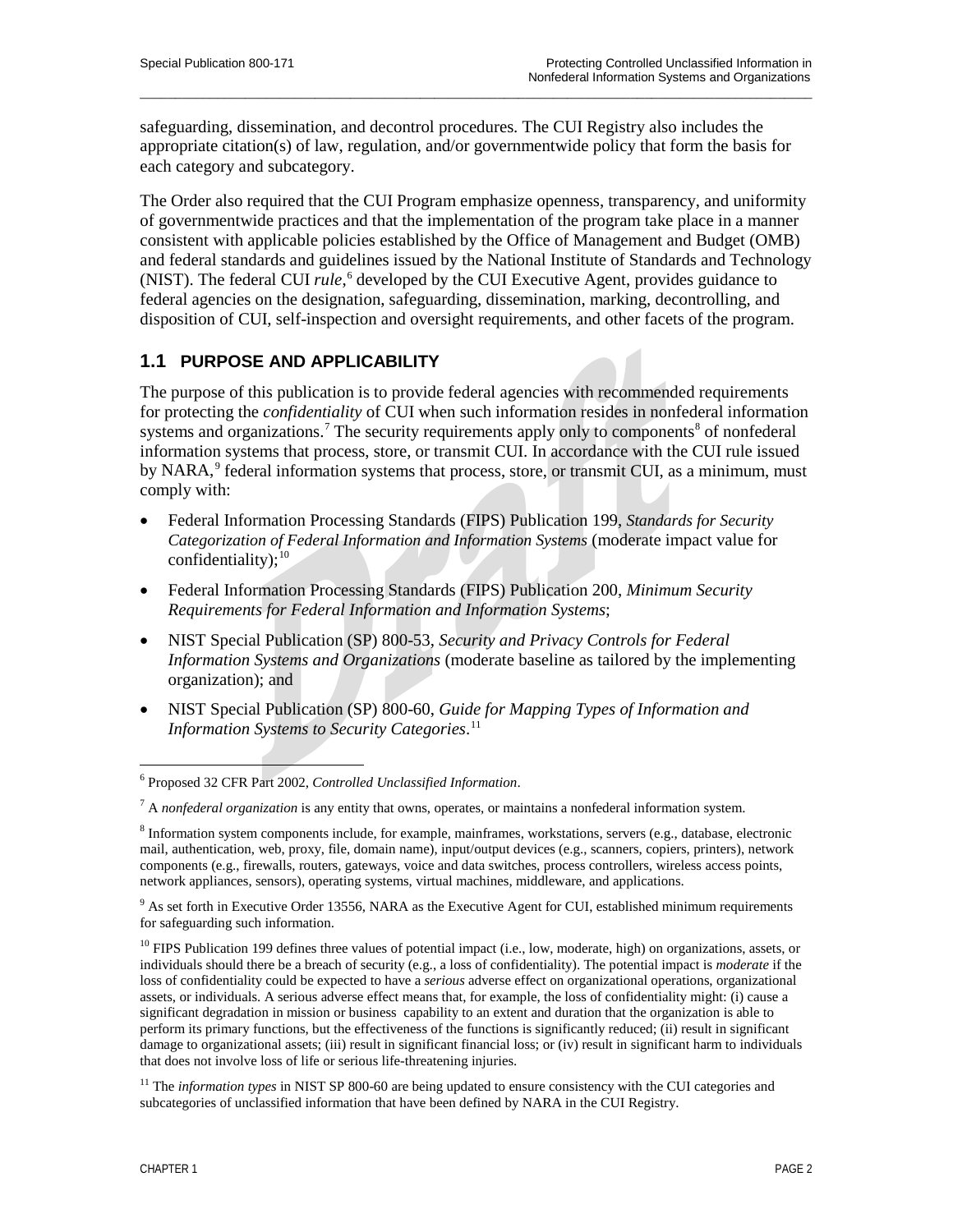safeguarding, dissemination, and decontrol procedures. The CUI Registry also includes the appropriate citation(s) of law, regulation, and/or governmentwide policy that form the basis for each category and subcategory.

The Order also required that the CUI Program emphasize openness, transparency, and uniformity of governmentwide practices and that the implementation of the program take place in a manner consistent with applicable policies established by the Office of Management and Budget (OMB) and federal standards and guidelines issued by the National Institute of Standards and Technology (NIST). The federal CUI *rule*,[6] developed by the CUI Executive Agent, provides guidance to federal agencies on the designation, safeguarding, dissemination, marking, decontrolling, and disposition of CUI, self-inspection and oversight requirements, and other facets of the program.

## 1.1 PURPOSE AND APPLICABILITY

The purpose of this publication is to provide federal agencies with recommended requirements for protecting the *confidentiality* of CUI when such information resides in nonfederal information systems and organizations.[7] The security requirements apply only to components[8] of nonfederal information systems that process, store, or transmit CUI. In accordance with the CUI rule issued by NARA,[9] federal information systems that process, store, or transmit CUI, as a minimum, must comply with:

- Federal Information Processing Standards (FIPS) Publication 199, *Standards for Security Categorization of Federal Information and Information Systems* (moderate impact value for confidentiality);[10]
- Federal Information Processing Standards (FIPS) Publication 200, *Minimum Security Requirements for Federal Information and Information Systems*;
- NIST Special Publication (SP) 800-53, *Security and Privacy Controls for Federal Information Systems and Organizations* (moderate baseline as tailored by the implementing organization); and
- NIST Special Publication (SP) 800-60, *Guide for Mapping Types of Information and Information Systems to Security Categories*.[11]

---

[6] Proposed 32 CFR Part 2002, *Controlled Unclassified Information*.

[7] A *nonfederal organization* is any entity that owns, operates, or maintains a nonfederal information system.

[8] Information system components include, for example, mainframes, workstations, servers (e.g., database, electronic mail, authentication, web, proxy, file, domain name), input/output devices (e.g., scanners, copiers, printers), network components (e.g., firewalls, routers, gateways, voice and data switches, process controllers, wireless access points, network appliances, sensors), operating systems, virtual machines, middleware, and applications.

[9] As set forth in Executive Order 13556, NARA as the Executive Agent for CUI, established minimum requirements for safeguarding such information.

[10] FIPS Publication 199 defines three values of potential impact (i.e., low, moderate, high) on organizations, assets, or individuals should there be a breach of security (e.g., a loss of confidentiality). The potential impact is *moderate* if the loss of confidentiality could be expected to have a *serious* adverse effect on organizational operations, organizational assets, or individuals. A serious adverse effect means that, for example, the loss of confidentiality might: (i) cause a significant degradation in mission or business capability to an extent and duration that the organization is able to perform its primary functions, but the effectiveness of the functions is significantly reduced; (ii) result in significant damage to organizational assets; (iii) result in significant financial loss; or (iv) result in significant harm to individuals that does not involve loss of life or serious life-threatening injuries.

[11] The *information types* in NIST SP 800-60 are being updated to ensure consistency with the CUI categories and subcategories of unclassified information that have been defined by NARA in the CUI Registry.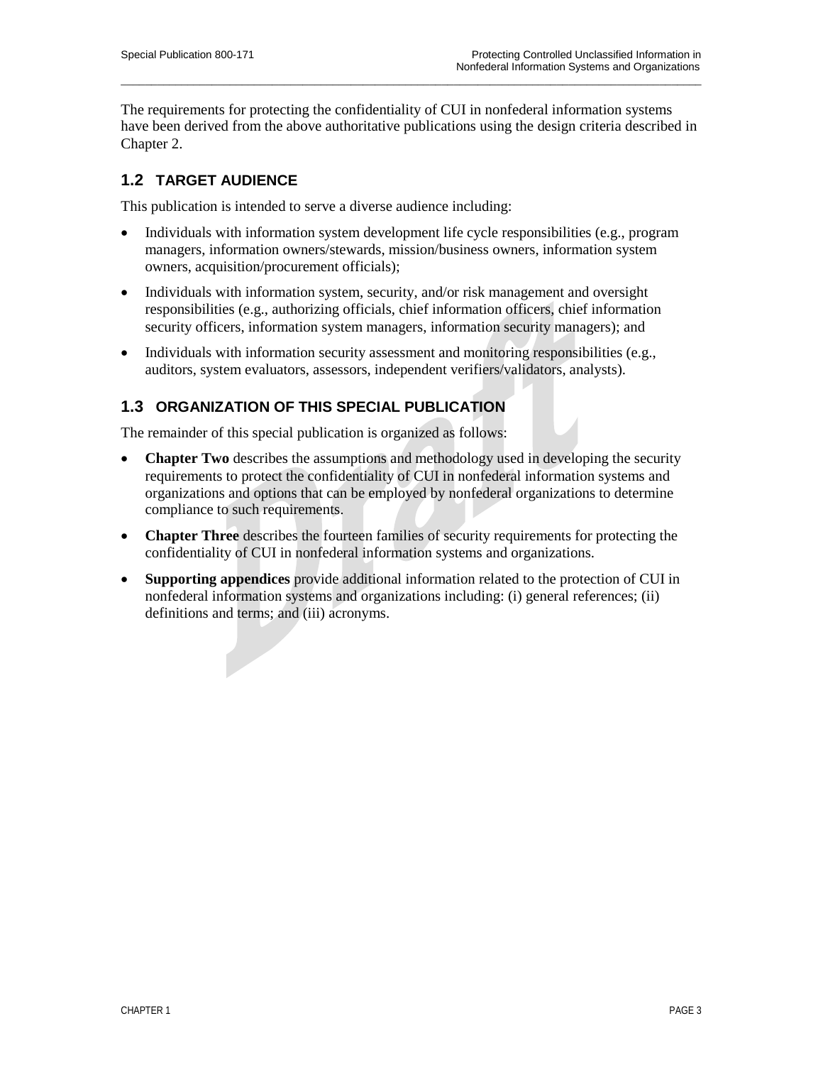The requirements for protecting the confidentiality of CUI in nonfederal information systems have been derived from the above authoritative publications using the design criteria described in Chapter 2.

## 1.2 TARGET AUDIENCE

This publication is intended to serve a diverse audience including:

- Individuals with information system development life cycle responsibilities (e.g., program managers, information owners/stewards, mission/business owners, information system owners, acquisition/procurement officials);
- Individuals with information system, security, and/or risk management and oversight responsibilities (e.g., authorizing officials, chief information officers, chief information security officers, information system managers, information security managers); and
- Individuals with information security assessment and monitoring responsibilities (e.g., auditors, system evaluators, assessors, independent verifiers/validators, analysts).

## 1.3 ORGANIZATION OF THIS SPECIAL PUBLICATION

The remainder of this special publication is organized as follows:

- **Chapter Two** describes the assumptions and methodology used in developing the security requirements to protect the confidentiality of CUI in nonfederal information systems and organizations and options that can be employed by nonfederal organizations to determine compliance to such requirements.
- **Chapter Three** describes the fourteen families of security requirements for protecting the confidentiality of CUI in nonfederal information systems and organizations.
- **Supporting appendices** provide additional information related to the protection of CUI in nonfederal information systems and organizations including: (i) general references; (ii) definitions and terms; and (iii) acronyms.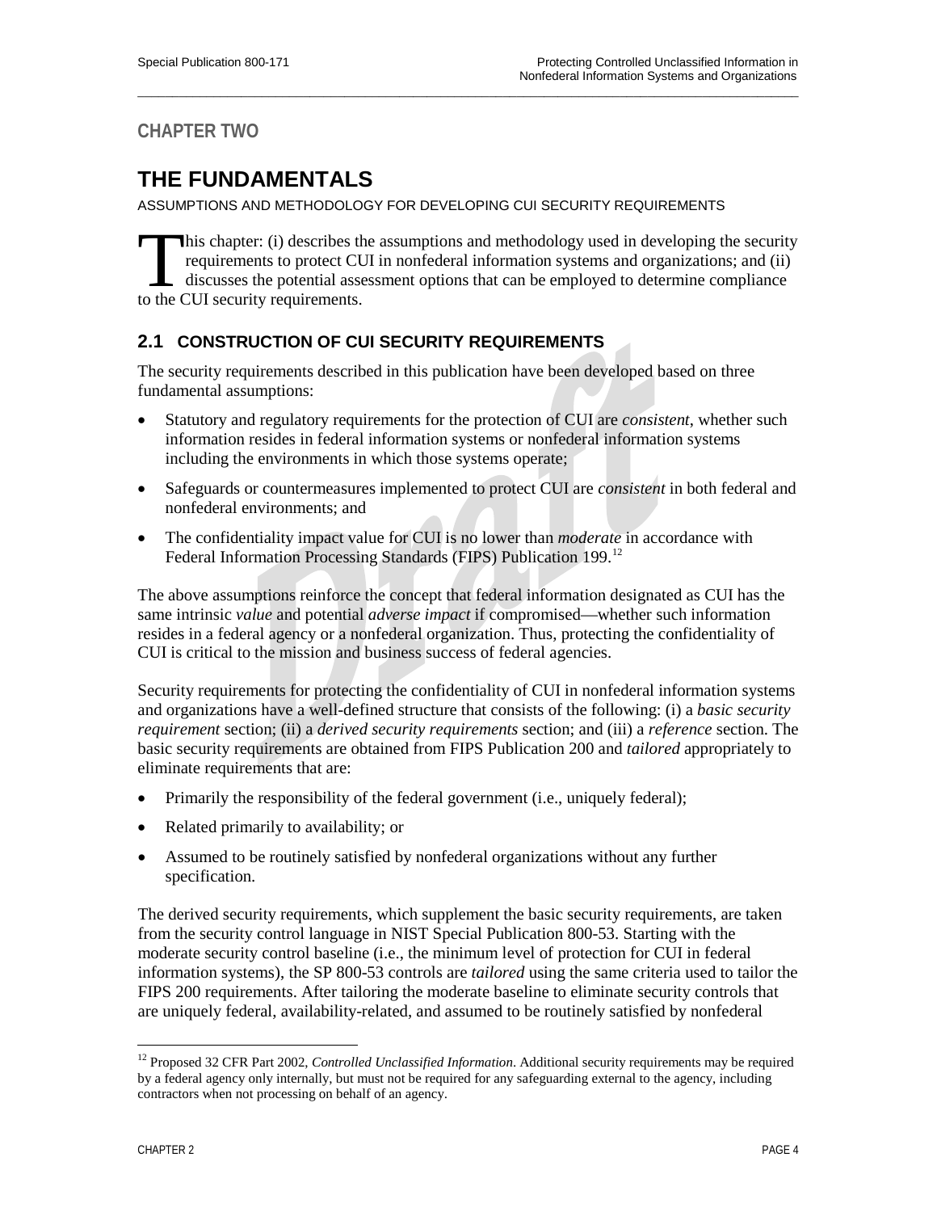**CHAPTER TWO**

# THE FUNDAMENTALS

ASSUMPTIONS AND METHODOLOGY FOR DEVELOPING CUI SECURITY REQUIREMENTS

This chapter: (i) describes the assumptions and methodology used in developing the security requirements to protect CUI in nonfederal information systems and organizations; and (ii) discusses the potential assessment options that can be employed to determine compliance to the CUI security requirements.

## 2.1 CONSTRUCTION OF CUI SECURITY REQUIREMENTS

The security requirements described in this publication have been developed based on three fundamental assumptions:

- Statutory and regulatory requirements for the protection of CUI are *consistent*, whether such information resides in federal information systems or nonfederal information systems including the environments in which those systems operate;
- Safeguards or countermeasures implemented to protect CUI are *consistent* in both federal and nonfederal environments; and
- The confidentiality impact value for CUI is no lower than *moderate* in accordance with Federal Information Processing Standards (FIPS) Publication 199.[12]

The above assumptions reinforce the concept that federal information designated as CUI has the same intrinsic *value* and potential *adverse impact* if compromised—whether such information resides in a federal agency or a nonfederal organization. Thus, protecting the confidentiality of CUI is critical to the mission and business success of federal agencies.

Security requirements for protecting the confidentiality of CUI in nonfederal information systems and organizations have a well-defined structure that consists of the following: (i) a *basic security requirement* section; (ii) a *derived security requirements* section; and (iii) a *reference* section. The basic security requirements are obtained from FIPS Publication 200 and *tailored* appropriately to eliminate requirements that are:

- Primarily the responsibility of the federal government (i.e., uniquely federal);
- Related primarily to availability; or
- Assumed to be routinely satisfied by nonfederal organizations without any further specification.

The derived security requirements, which supplement the basic security requirements, are taken from the security control language in NIST Special Publication 800-53. Starting with the moderate security control baseline (i.e., the minimum level of protection for CUI in federal information systems), the SP 800-53 controls are *tailored* using the same criteria used to tailor the FIPS 200 requirements. After tailoring the moderate baseline to eliminate security controls that are uniquely federal, availability-related, and assumed to be routinely satisfied by nonfederal

---

[12] Proposed 32 CFR Part 2002, *Controlled Unclassified Information*. Additional security requirements may be required by a federal agency only internally, but must not be required for any safeguarding external to the agency, including contractors when not processing on behalf of an agency.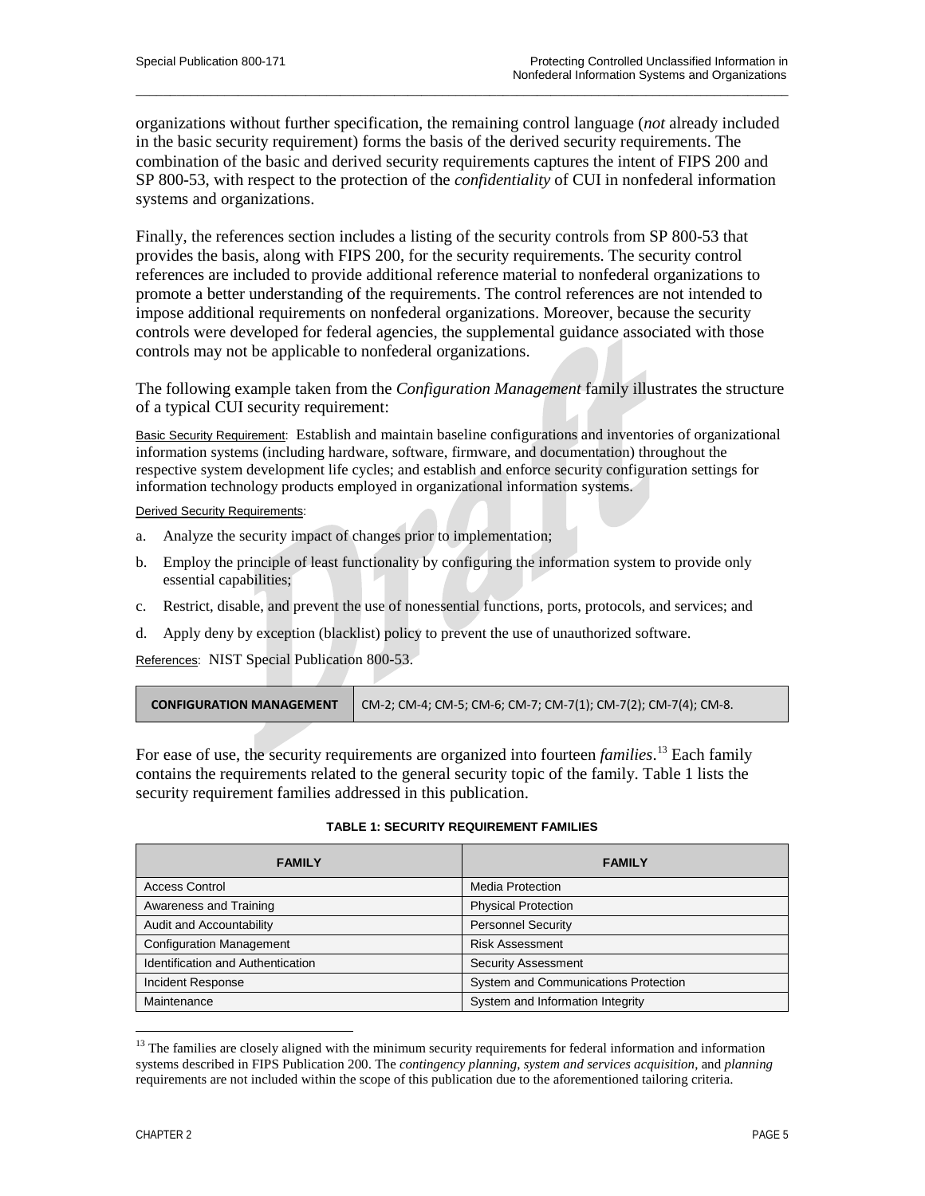organizations without further specification, the remaining control language (*not* already included in the basic security requirement) forms the basis of the derived security requirements. The combination of the basic and derived security requirements captures the intent of FIPS 200 and SP 800-53, with respect to the protection of the *confidentiality* of CUI in nonfederal information systems and organizations.

Finally, the references section includes a listing of the security controls from SP 800-53 that provides the basis, along with FIPS 200, for the security requirements. The security control references are included to provide additional reference material to nonfederal organizations to promote a better understanding of the requirements. The control references are not intended to impose additional requirements on nonfederal organizations. Moreover, because the security controls were developed for federal agencies, the supplemental guidance associated with those controls may not be applicable to nonfederal organizations.

The following example taken from the *Configuration Management* family illustrates the structure of a typical CUI security requirement:

Basic Security Requirement: Establish and maintain baseline configurations and inventories of organizational information systems (including hardware, software, firmware, and documentation) throughout the respective system development life cycles; and establish and enforce security configuration settings for information technology products employed in organizational information systems.

Derived Security Requirements:

a. Analyze the security impact of changes prior to implementation;

b. Employ the principle of least functionality by configuring the information system to provide only essential capabilities;

c. Restrict, disable, and prevent the use of nonessential functions, ports, protocols, and services; and

d. Apply deny by exception (blacklist) policy to prevent the use of unauthorized software.

References: NIST Special Publication 800-53.

| | |
|---|---|
| **CONFIGURATION MANAGEMENT** | CM-2; CM-4; CM-5; CM-6; CM-7; CM-7(1); CM-7(2); CM-7(4); CM-8. |

For ease of use, the security requirements are organized into fourteen *families*.[13] Each family contains the requirements related to the general security topic of the family. Table 1 lists the security requirement families addressed in this publication.

**TABLE 1: SECURITY REQUIREMENT FAMILIES**

| FAMILY | FAMILY |
|---|---|
| Access Control | Media Protection |
| Awareness and Training | Physical Protection |
| Audit and Accountability | Personnel Security |
| Configuration Management | Risk Assessment |
| Identification and Authentication | Security Assessment |
| Incident Response | System and Communications Protection |
| Maintenance | System and Information Integrity |

[13] The families are closely aligned with the minimum security requirements for federal information and information systems described in FIPS Publication 200. The *contingency planning*, *system and services acquisition*, and *planning* requirements are not included within the scope of this publication due to the aforementioned tailoring criteria.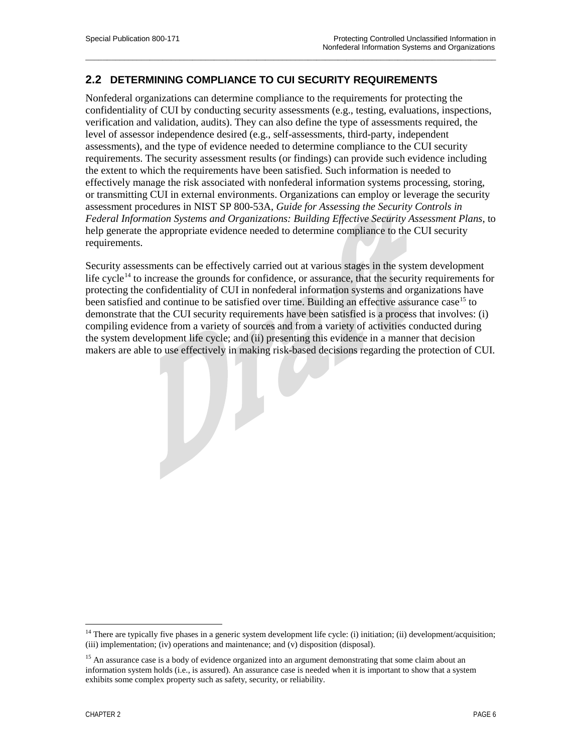## 2.2 DETERMINING COMPLIANCE TO CUI SECURITY REQUIREMENTS

Nonfederal organizations can determine compliance to the requirements for protecting the confidentiality of CUI by conducting security assessments (e.g., testing, evaluations, inspections, verification and validation, audits). They can also define the type of assessments required, the level of assessor independence desired (e.g., self-assessments, third-party, independent assessments), and the type of evidence needed to determine compliance to the CUI security requirements. The security assessment results (or findings) can provide such evidence including the extent to which the requirements have been satisfied. Such information is needed to effectively manage the risk associated with nonfederal information systems processing, storing, or transmitting CUI in external environments. Organizations can employ or leverage the security assessment procedures in NIST SP 800-53A, *Guide for Assessing the Security Controls in Federal Information Systems and Organizations: Building Effective Security Assessment Plans*, to help generate the appropriate evidence needed to determine compliance to the CUI security requirements.

Security assessments can be effectively carried out at various stages in the system development life cycle[14] to increase the grounds for confidence, or assurance, that the security requirements for protecting the confidentiality of CUI in nonfederal information systems and organizations have been satisfied and continue to be satisfied over time. Building an effective assurance case[15] to demonstrate that the CUI security requirements have been satisfied is a process that involves: (i) compiling evidence from a variety of sources and from a variety of activities conducted during the system development life cycle; and (ii) presenting this evidence in a manner that decision makers are able to use effectively in making risk-based decisions regarding the protection of CUI.

---

[14] There are typically five phases in a generic system development life cycle: (i) initiation; (ii) development/acquisition; (iii) implementation; (iv) operations and maintenance; and (v) disposition (disposal).

[15] An assurance case is a body of evidence organized into an argument demonstrating that some claim about an information system holds (i.e., is assured). An assurance case is needed when it is important to show that a system exhibits some complex property such as safety, security, or reliability.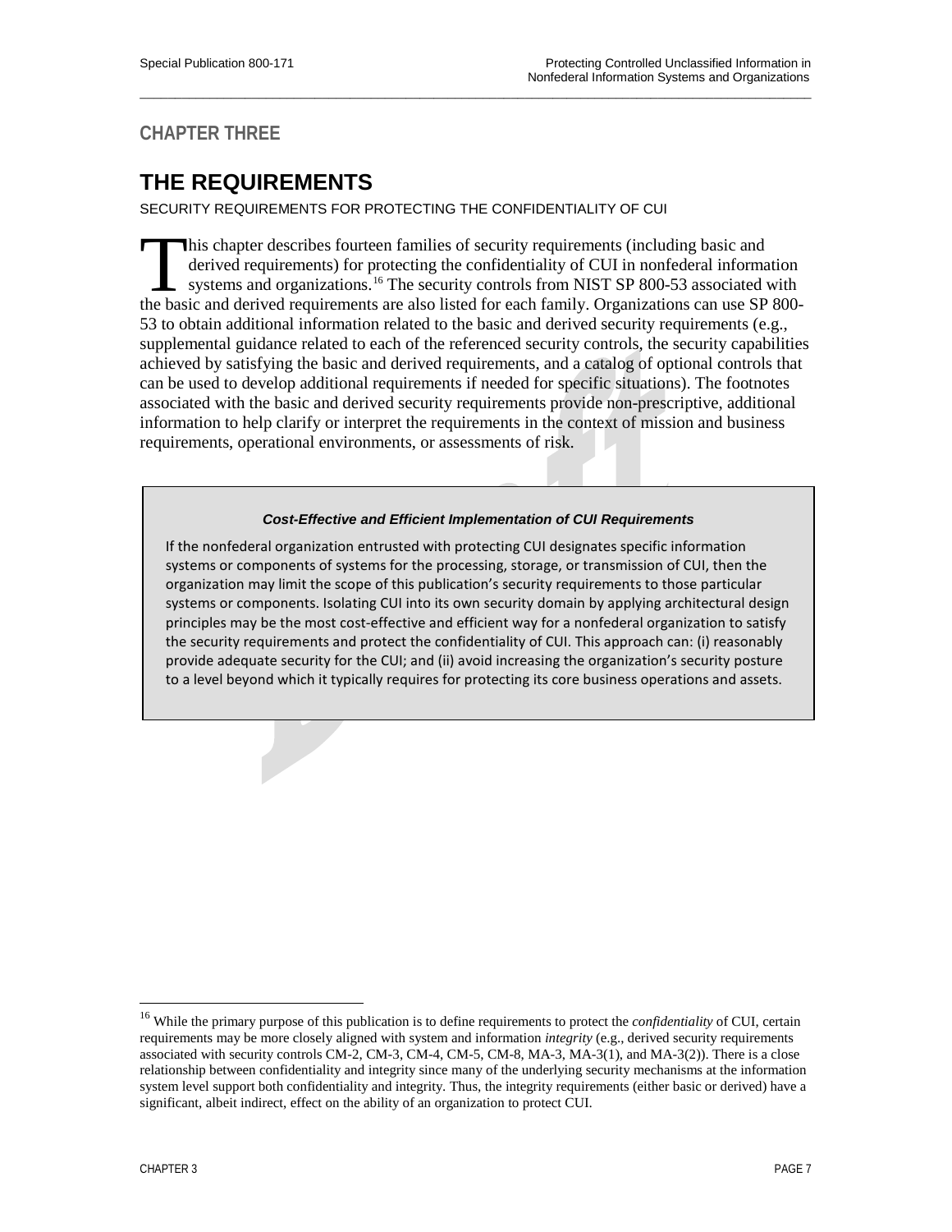## CHAPTER THREE

# THE REQUIREMENTS

SECURITY REQUIREMENTS FOR PROTECTING THE CONFIDENTIALITY OF CUI

This chapter describes fourteen families of security requirements (including basic and derived requirements) for protecting the confidentiality of CUI in nonfederal information systems and organizations.[16] The security controls from NIST SP 800-53 associated with the basic and derived requirements are also listed for each family. Organizations can use SP 800-53 to obtain additional information related to the basic and derived security requirements (e.g., supplemental guidance related to each of the referenced security controls, the security capabilities achieved by satisfying the basic and derived requirements, and a catalog of optional controls that can be used to develop additional requirements if needed for specific situations). The footnotes associated with the basic and derived security requirements provide non-prescriptive, additional information to help clarify or interpret the requirements in the context of mission and business requirements, operational environments, or assessments of risk.

***Cost-Effective and Efficient Implementation of CUI Requirements***

If the nonfederal organization entrusted with protecting CUI designates specific information systems or components of systems for the processing, storage, or transmission of CUI, then the organization may limit the scope of this publication's security requirements to those particular systems or components. Isolating CUI into its own security domain by applying architectural design principles may be the most cost-effective and efficient way for a nonfederal organization to satisfy the security requirements and protect the confidentiality of CUI. This approach can: (i) reasonably provide adequate security for the CUI; and (ii) avoid increasing the organization's security posture to a level beyond which it typically requires for protecting its core business operations and assets.

[16] While the primary purpose of this publication is to define requirements to protect the *confidentiality* of CUI, certain requirements may be more closely aligned with system and information *integrity* (e.g., derived security requirements associated with security controls CM-2, CM-3, CM-4, CM-5, CM-8, MA-3, MA-3(1), and MA-3(2)). There is a close relationship between confidentiality and integrity since many of the underlying security mechanisms at the information system level support both confidentiality and integrity. Thus, the integrity requirements (either basic or derived) have a significant, albeit indirect, effect on the ability of an organization to protect CUI.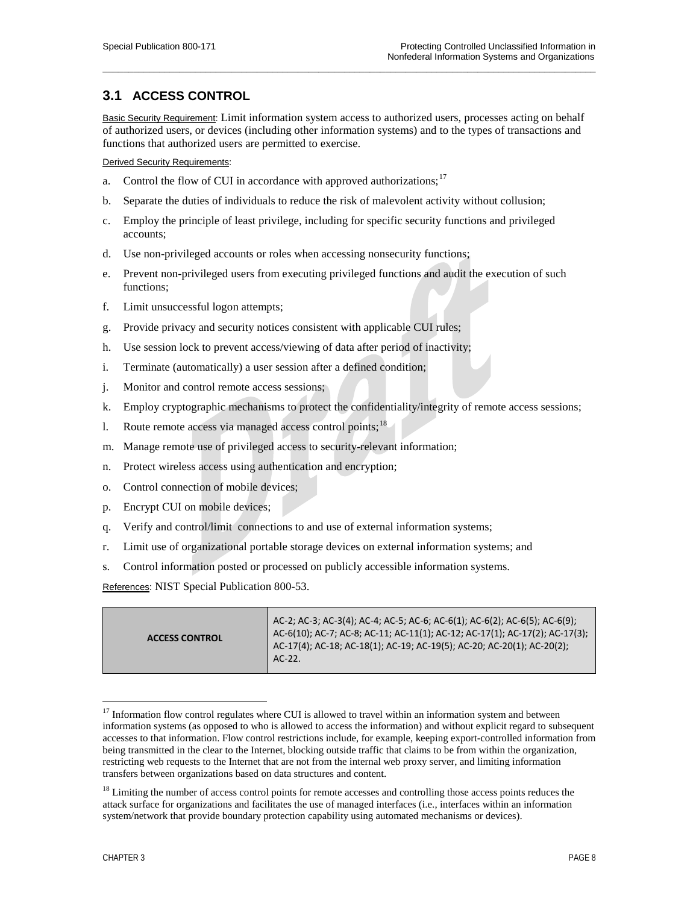## 3.1 ACCESS CONTROL

Basic Security Requirement: Limit information system access to authorized users, processes acting on behalf of authorized users, or devices (including other information systems) and to the types of transactions and functions that authorized users are permitted to exercise.

Derived Security Requirements:

a. Control the flow of CUI in accordance with approved authorizations;[17]

b. Separate the duties of individuals to reduce the risk of malevolent activity without collusion;

c. Employ the principle of least privilege, including for specific security functions and privileged accounts;

d. Use non-privileged accounts or roles when accessing nonsecurity functions;

e. Prevent non-privileged users from executing privileged functions and audit the execution of such functions;

f. Limit unsuccessful logon attempts;

g. Provide privacy and security notices consistent with applicable CUI rules;

h. Use session lock to prevent access/viewing of data after period of inactivity;

i. Terminate (automatically) a user session after a defined condition;

j. Monitor and control remote access sessions;

k. Employ cryptographic mechanisms to protect the confidentiality/integrity of remote access sessions;

l. Route remote access via managed access control points;[18]

m. Manage remote use of privileged access to security-relevant information;

n. Protect wireless access using authentication and encryption;

o. Control connection of mobile devices;

p. Encrypt CUI on mobile devices;

q. Verify and control/limit connections to and use of external information systems;

r. Limit use of organizational portable storage devices on external information systems; and

s. Control information posted or processed on publicly accessible information systems.

References: NIST Special Publication 800-53.

| | |
|---|---|
| **ACCESS CONTROL** | AC-2; AC-3; AC-3(4); AC-4; AC-5; AC-6; AC-6(1); AC-6(2); AC-6(5); AC-6(9); AC-6(10); AC-7; AC-8; AC-11; AC-11(1); AC-12; AC-17(1); AC-17(2); AC-17(3); AC-17(4); AC-18; AC-18(1); AC-19; AC-19(5); AC-20; AC-20(1); AC-20(2); AC-22. |

[17] Information flow control regulates where CUI is allowed to travel within an information system and between information systems (as opposed to who is allowed to access the information) and without explicit regard to subsequent accesses to that information. Flow control restrictions include, for example, keeping export-controlled information from being transmitted in the clear to the Internet, blocking outside traffic that claims to be from within the organization, restricting web requests to the Internet that are not from the internal web proxy server, and limiting information transfers between organizations based on data structures and content.

[18] Limiting the number of access control points for remote accesses and controlling those access points reduces the attack surface for organizations and facilitates the use of managed interfaces (i.e., interfaces within an information system/network that provide boundary protection capability using automated mechanisms or devices).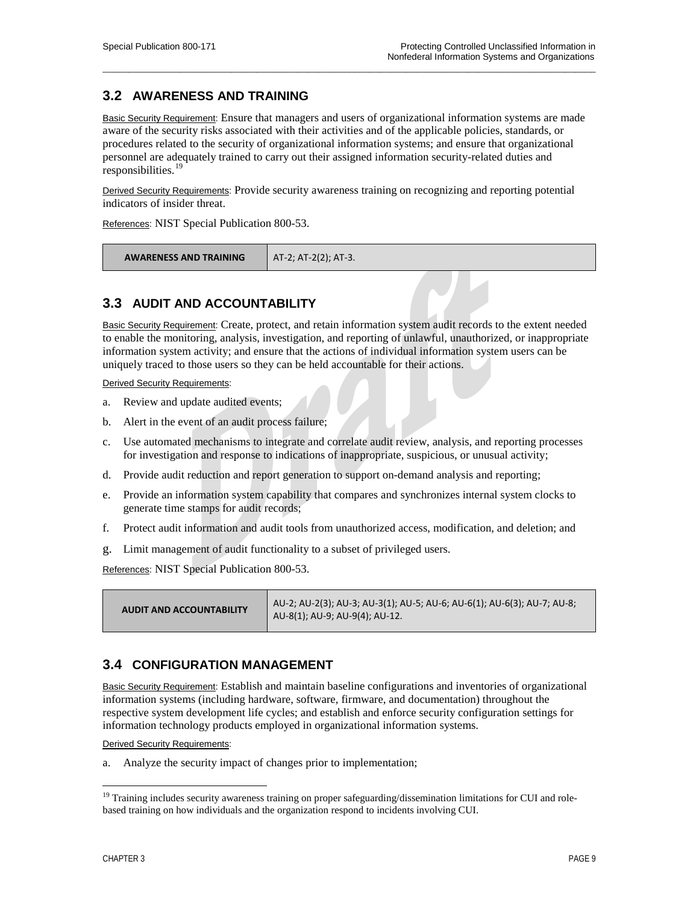## 3.2 AWARENESS AND TRAINING

Basic Security Requirement: Ensure that managers and users of organizational information systems are made aware of the security risks associated with their activities and of the applicable policies, standards, or procedures related to the security of organizational information systems; and ensure that organizational personnel are adequately trained to carry out their assigned information security-related duties and responsibilities.[19]

Derived Security Requirements: Provide security awareness training on recognizing and reporting potential indicators of insider threat.

References: NIST Special Publication 800-53.

| | |
|---|---|
| **AWARENESS AND TRAINING** | AT-2; AT-2(2); AT-3. |

## 3.3 AUDIT AND ACCOUNTABILITY

Basic Security Requirement: Create, protect, and retain information system audit records to the extent needed to enable the monitoring, analysis, investigation, and reporting of unlawful, unauthorized, or inappropriate information system activity; and ensure that the actions of individual information system users can be uniquely traced to those users so they can be held accountable for their actions.

Derived Security Requirements:

a. Review and update audited events;

b. Alert in the event of an audit process failure;

c. Use automated mechanisms to integrate and correlate audit review, analysis, and reporting processes for investigation and response to indications of inappropriate, suspicious, or unusual activity;

d. Provide audit reduction and report generation to support on-demand analysis and reporting;

e. Provide an information system capability that compares and synchronizes internal system clocks to generate time stamps for audit records;

f. Protect audit information and audit tools from unauthorized access, modification, and deletion; and

g. Limit management of audit functionality to a subset of privileged users.

References: NIST Special Publication 800-53.

| | |
|---|---|
| **AUDIT AND ACCOUNTABILITY** | AU-2; AU-2(3); AU-3; AU-3(1); AU-5; AU-6; AU-6(1); AU-6(3); AU-7; AU-8; AU-8(1); AU-9; AU-9(4); AU-12. |

## 3.4 CONFIGURATION MANAGEMENT

Basic Security Requirement: Establish and maintain baseline configurations and inventories of organizational information systems (including hardware, software, firmware, and documentation) throughout the respective system development life cycles; and establish and enforce security configuration settings for information technology products employed in organizational information systems.

Derived Security Requirements:

a. Analyze the security impact of changes prior to implementation;

[19] Training includes security awareness training on proper safeguarding/dissemination limitations for CUI and role-based training on how individuals and the organization respond to incidents involving CUI.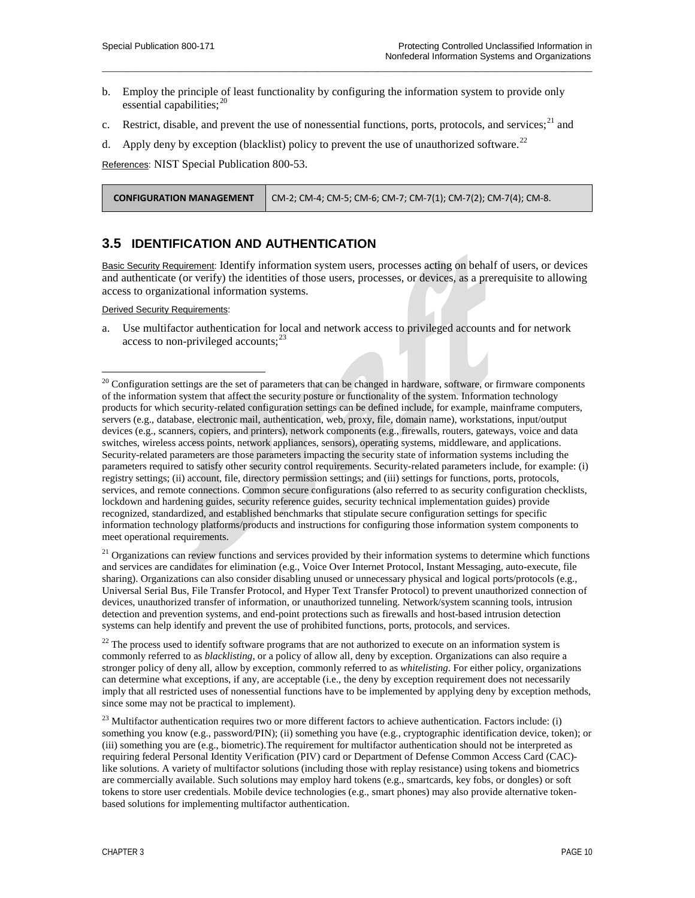b. Employ the principle of least functionality by configuring the information system to provide only essential capabilities;[20]

c. Restrict, disable, and prevent the use of nonessential functions, ports, protocols, and services;[21] and

d. Apply deny by exception (blacklist) policy to prevent the use of unauthorized software.[22]

References: NIST Special Publication 800-53.

| | |
|---|---|
| **CONFIGURATION MANAGEMENT** | CM-2; CM-4; CM-5; CM-6; CM-7; CM-7(1); CM-7(2); CM-7(4); CM-8. |

## 3.5 IDENTIFICATION AND AUTHENTICATION

Basic Security Requirement: Identify information system users, processes acting on behalf of users, or devices and authenticate (or verify) the identities of those users, processes, or devices, as a prerequisite to allowing access to organizational information systems.

Derived Security Requirements:

a. Use multifactor authentication for local and network access to privileged accounts and for network access to non-privileged accounts;[23]

---

[20] Configuration settings are the set of parameters that can be changed in hardware, software, or firmware components of the information system that affect the security posture or functionality of the system. Information technology products for which security-related configuration settings can be defined include, for example, mainframe computers, servers (e.g., database, electronic mail, authentication, web, proxy, file, domain name), workstations, input/output devices (e.g., scanners, copiers, and printers), network components (e.g., firewalls, routers, gateways, voice and data switches, wireless access points, network appliances, sensors), operating systems, middleware, and applications. Security-related parameters are those parameters impacting the security state of information systems including the parameters required to satisfy other security control requirements. Security-related parameters include, for example: (i) registry settings; (ii) account, file, directory permission settings; and (iii) settings for functions, ports, protocols, services, and remote connections. Common secure configurations (also referred to as security configuration checklists, lockdown and hardening guides, security reference guides, security technical implementation guides) provide recognized, standardized, and established benchmarks that stipulate secure configuration settings for specific information technology platforms/products and instructions for configuring those information system components to meet operational requirements.

[21] Organizations can review functions and services provided by their information systems to determine which functions and services are candidates for elimination (e.g., Voice Over Internet Protocol, Instant Messaging, auto-execute, file sharing). Organizations can also consider disabling unused or unnecessary physical and logical ports/protocols (e.g., Universal Serial Bus, File Transfer Protocol, and Hyper Text Transfer Protocol) to prevent unauthorized connection of devices, unauthorized transfer of information, or unauthorized tunneling. Network/system scanning tools, intrusion detection and prevention systems, and end-point protections such as firewalls and host-based intrusion detection systems can help identify and prevent the use of prohibited functions, ports, protocols, and services.

[22] The process used to identify software programs that are not authorized to execute on an information system is commonly referred to as *blacklisting*, or a policy of allow all, deny by exception. Organizations can also require a stronger policy of deny all, allow by exception, commonly referred to as *whitelisting*. For either policy, organizations can determine what exceptions, if any, are acceptable (i.e., the deny by exception requirement does not necessarily imply that all restricted uses of nonessential functions have to be implemented by applying deny by exception methods, since some may not be practical to implement).

[23] Multifactor authentication requires two or more different factors to achieve authentication. Factors include: (i) something you know (e.g., password/PIN); (ii) something you have (e.g., cryptographic identification device, token); or (iii) something you are (e.g., biometric).The requirement for multifactor authentication should not be interpreted as requiring federal Personal Identity Verification (PIV) card or Department of Defense Common Access Card (CAC)-like solutions. A variety of multifactor solutions (including those with replay resistance) using tokens and biometrics are commercially available. Such solutions may employ hard tokens (e.g., smartcards, key fobs, or dongles) or soft tokens to store user credentials. Mobile device technologies (e.g., smart phones) may also provide alternative token-based solutions for implementing multifactor authentication.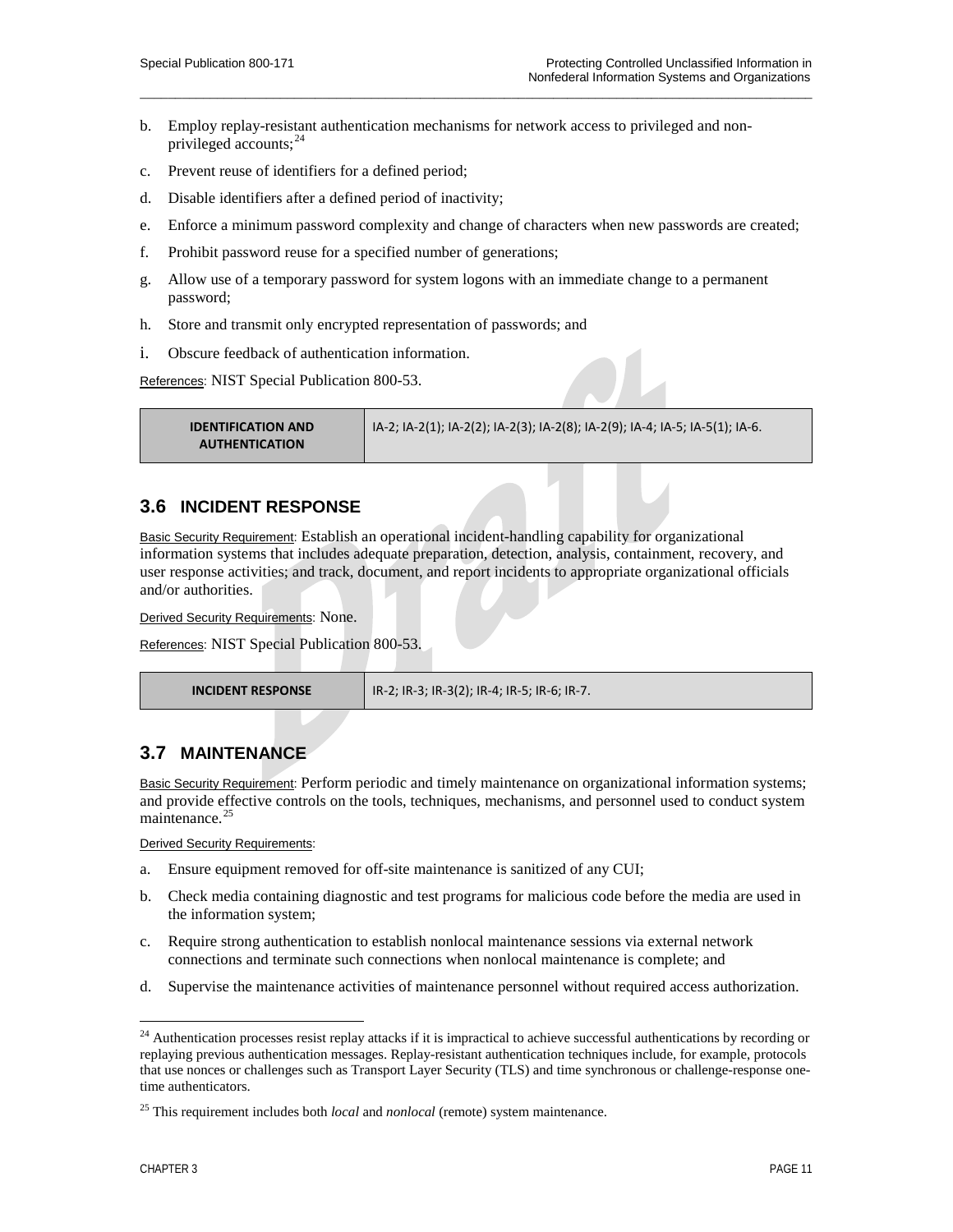b. Employ replay-resistant authentication mechanisms for network access to privileged and non-privileged accounts;[24]

c. Prevent reuse of identifiers for a defined period;

d. Disable identifiers after a defined period of inactivity;

e. Enforce a minimum password complexity and change of characters when new passwords are created;

f. Prohibit password reuse for a specified number of generations;

g. Allow use of a temporary password for system logons with an immediate change to a permanent password;

h. Store and transmit only encrypted representation of passwords; and

i. Obscure feedback of authentication information.

References: NIST Special Publication 800-53.

| | |
|---|---|
| **IDENTIFICATION AND AUTHENTICATION** | IA-2; IA-2(1); IA-2(2); IA-2(3); IA-2(8); IA-2(9); IA-4; IA-5; IA-5(1); IA-6. |

## 3.6 INCIDENT RESPONSE

Basic Security Requirement: Establish an operational incident-handling capability for organizational information systems that includes adequate preparation, detection, analysis, containment, recovery, and user response activities; and track, document, and report incidents to appropriate organizational officials and/or authorities.

Derived Security Requirements: None.

References: NIST Special Publication 800-53.

| | |
|---|---|
| **INCIDENT RESPONSE** | IR-2; IR-3; IR-3(2); IR-4; IR-5; IR-6; IR-7. |

## 3.7 MAINTENANCE

Basic Security Requirement: Perform periodic and timely maintenance on organizational information systems; and provide effective controls on the tools, techniques, mechanisms, and personnel used to conduct system maintenance.[25]

Derived Security Requirements:

a. Ensure equipment removed for off-site maintenance is sanitized of any CUI;

b. Check media containing diagnostic and test programs for malicious code before the media are used in the information system;

c. Require strong authentication to establish nonlocal maintenance sessions via external network connections and terminate such connections when nonlocal maintenance is complete; and

d. Supervise the maintenance activities of maintenance personnel without required access authorization.

---

[24] Authentication processes resist replay attacks if it is impractical to achieve successful authentications by recording or replaying previous authentication messages. Replay-resistant authentication techniques include, for example, protocols that use nonces or challenges such as Transport Layer Security (TLS) and time synchronous or challenge-response one-time authenticators.

[25] This requirement includes both *local* and *nonlocal* (remote) system maintenance.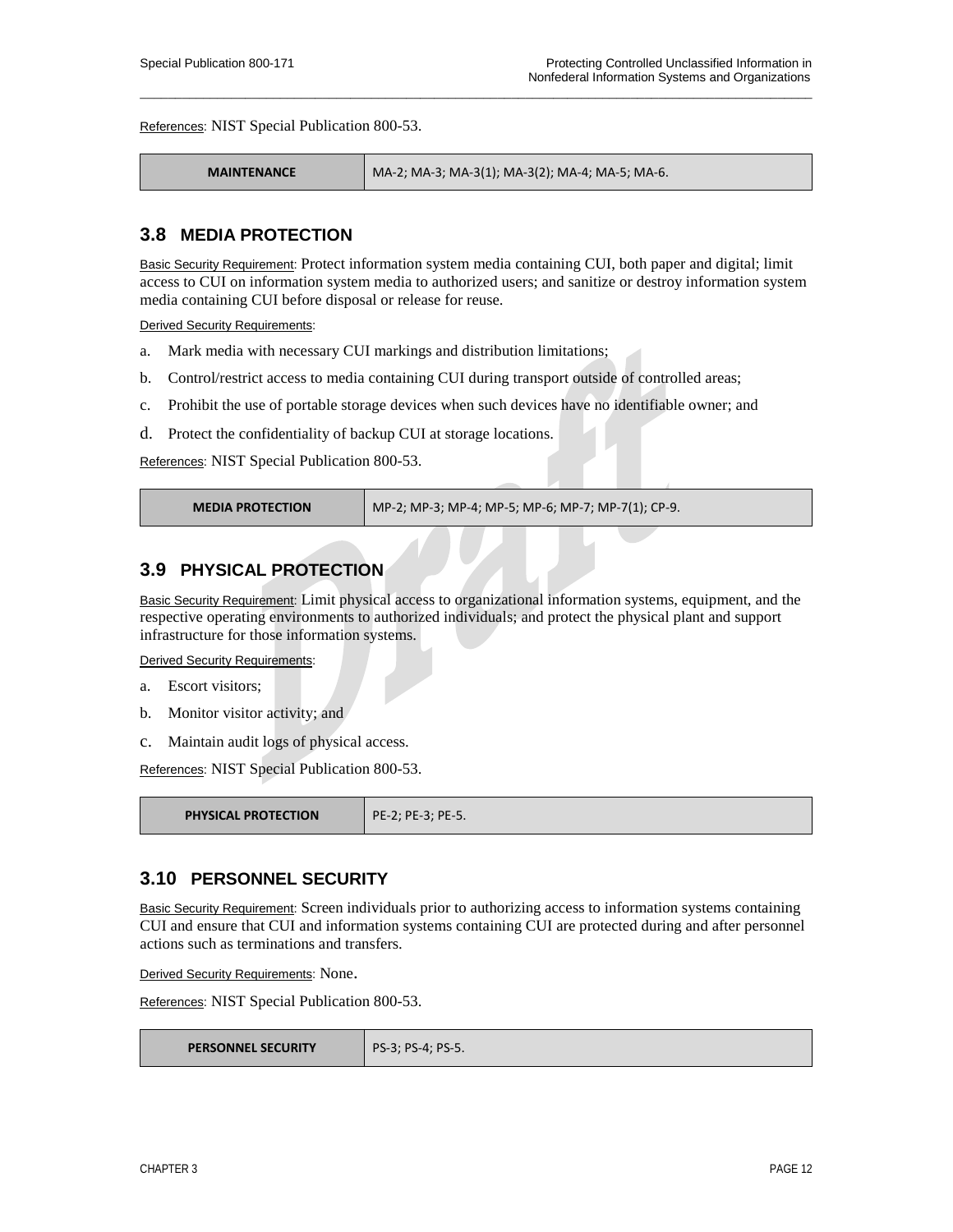References: NIST Special Publication 800-53.

| | |
|---|---|
| **MAINTENANCE** | MA-2; MA-3; MA-3(1); MA-3(2); MA-4; MA-5; MA-6. |

## 3.8 MEDIA PROTECTION

Basic Security Requirement: Protect information system media containing CUI, both paper and digital; limit access to CUI on information system media to authorized users; and sanitize or destroy information system media containing CUI before disposal or release for reuse.

Derived Security Requirements:

a. Mark media with necessary CUI markings and distribution limitations;

b. Control/restrict access to media containing CUI during transport outside of controlled areas;

c. Prohibit the use of portable storage devices when such devices have no identifiable owner; and

d. Protect the confidentiality of backup CUI at storage locations.

References: NIST Special Publication 800-53.

| | |
|---|---|
| **MEDIA PROTECTION** | MP-2; MP-3; MP-4; MP-5; MP-6; MP-7; MP-7(1); CP-9. |

## 3.9 PHYSICAL PROTECTION

Basic Security Requirement: Limit physical access to organizational information systems, equipment, and the respective operating environments to authorized individuals; and protect the physical plant and support infrastructure for those information systems.

Derived Security Requirements:

a. Escort visitors;

b. Monitor visitor activity; and

c. Maintain audit logs of physical access.

References: NIST Special Publication 800-53.

| | |
|---|---|
| **PHYSICAL PROTECTION** | PE-2; PE-3; PE-5. |

## 3.10 PERSONNEL SECURITY

Basic Security Requirement: Screen individuals prior to authorizing access to information systems containing CUI and ensure that CUI and information systems containing CUI are protected during and after personnel actions such as terminations and transfers.

Derived Security Requirements: None.

References: NIST Special Publication 800-53.

| | |
|---|---|
| **PERSONNEL SECURITY** | PS-3; PS-4; PS-5. |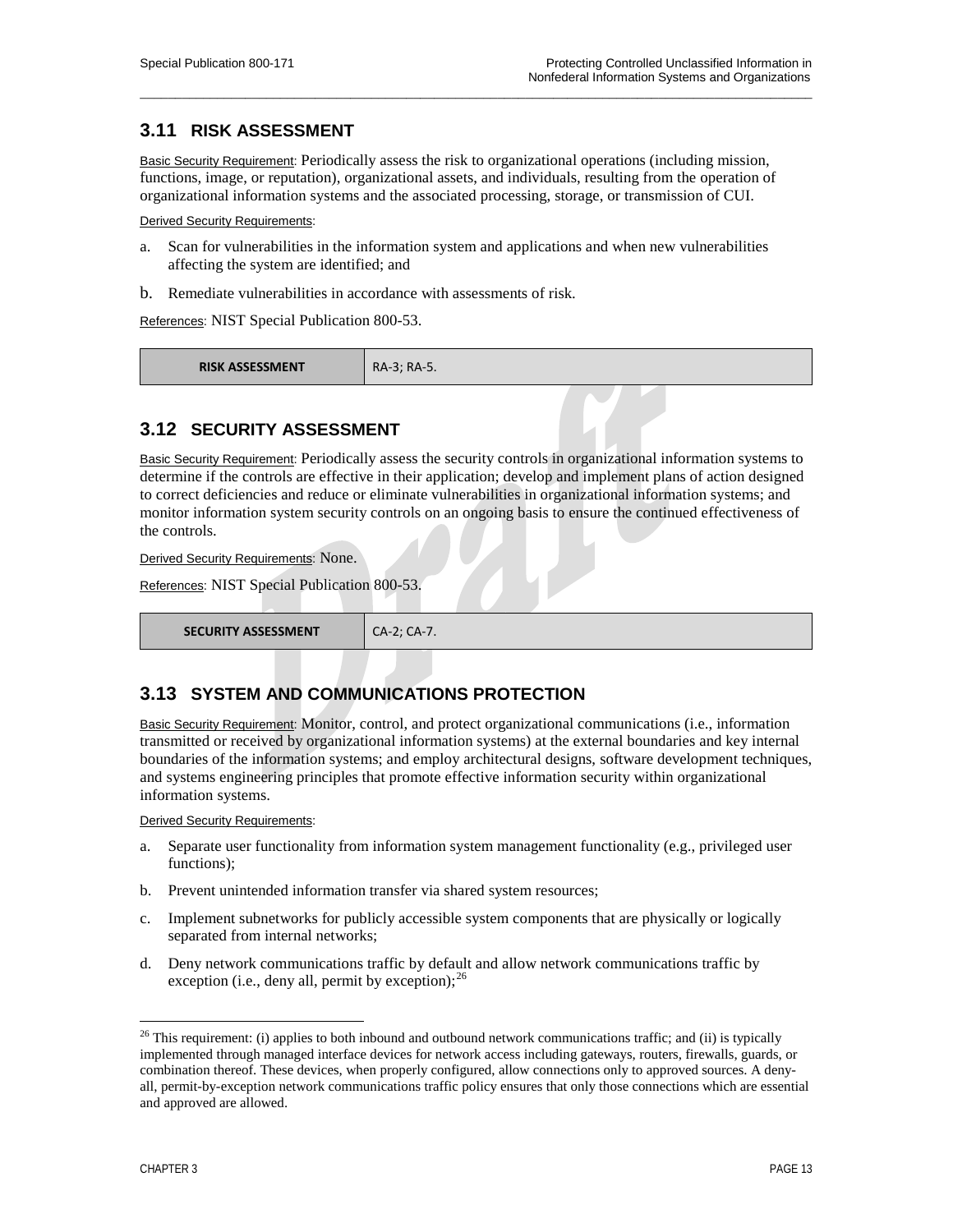## 3.11 RISK ASSESSMENT

Basic Security Requirement: Periodically assess the risk to organizational operations (including mission, functions, image, or reputation), organizational assets, and individuals, resulting from the operation of organizational information systems and the associated processing, storage, or transmission of CUI.

Derived Security Requirements:

a. Scan for vulnerabilities in the information system and applications and when new vulnerabilities affecting the system are identified; and

b. Remediate vulnerabilities in accordance with assessments of risk.

References: NIST Special Publication 800-53.

| | |
|---|---|
| **RISK ASSESSMENT** | RA-3; RA-5. |

## 3.12 SECURITY ASSESSMENT

Basic Security Requirement: Periodically assess the security controls in organizational information systems to determine if the controls are effective in their application; develop and implement plans of action designed to correct deficiencies and reduce or eliminate vulnerabilities in organizational information systems; and monitor information system security controls on an ongoing basis to ensure the continued effectiveness of the controls.

Derived Security Requirements: None.

References: NIST Special Publication 800-53.

| | |
|---|---|
| **SECURITY ASSESSMENT** | CA-2; CA-7. |

## 3.13 SYSTEM AND COMMUNICATIONS PROTECTION

Basic Security Requirement: Monitor, control, and protect organizational communications (i.e., information transmitted or received by organizational information systems) at the external boundaries and key internal boundaries of the information systems; and employ architectural designs, software development techniques, and systems engineering principles that promote effective information security within organizational information systems.

Derived Security Requirements:

a. Separate user functionality from information system management functionality (e.g., privileged user functions);

b. Prevent unintended information transfer via shared system resources;

c. Implement subnetworks for publicly accessible system components that are physically or logically separated from internal networks;

d. Deny network communications traffic by default and allow network communications traffic by exception (i.e., deny all, permit by exception);[26]

[26] This requirement: (i) applies to both inbound and outbound network communications traffic; and (ii) is typically implemented through managed interface devices for network access including gateways, routers, firewalls, guards, or combination thereof. These devices, when properly configured, allow connections only to approved sources. A deny-all, permit-by-exception network communications traffic policy ensures that only those connections which are essential and approved are allowed.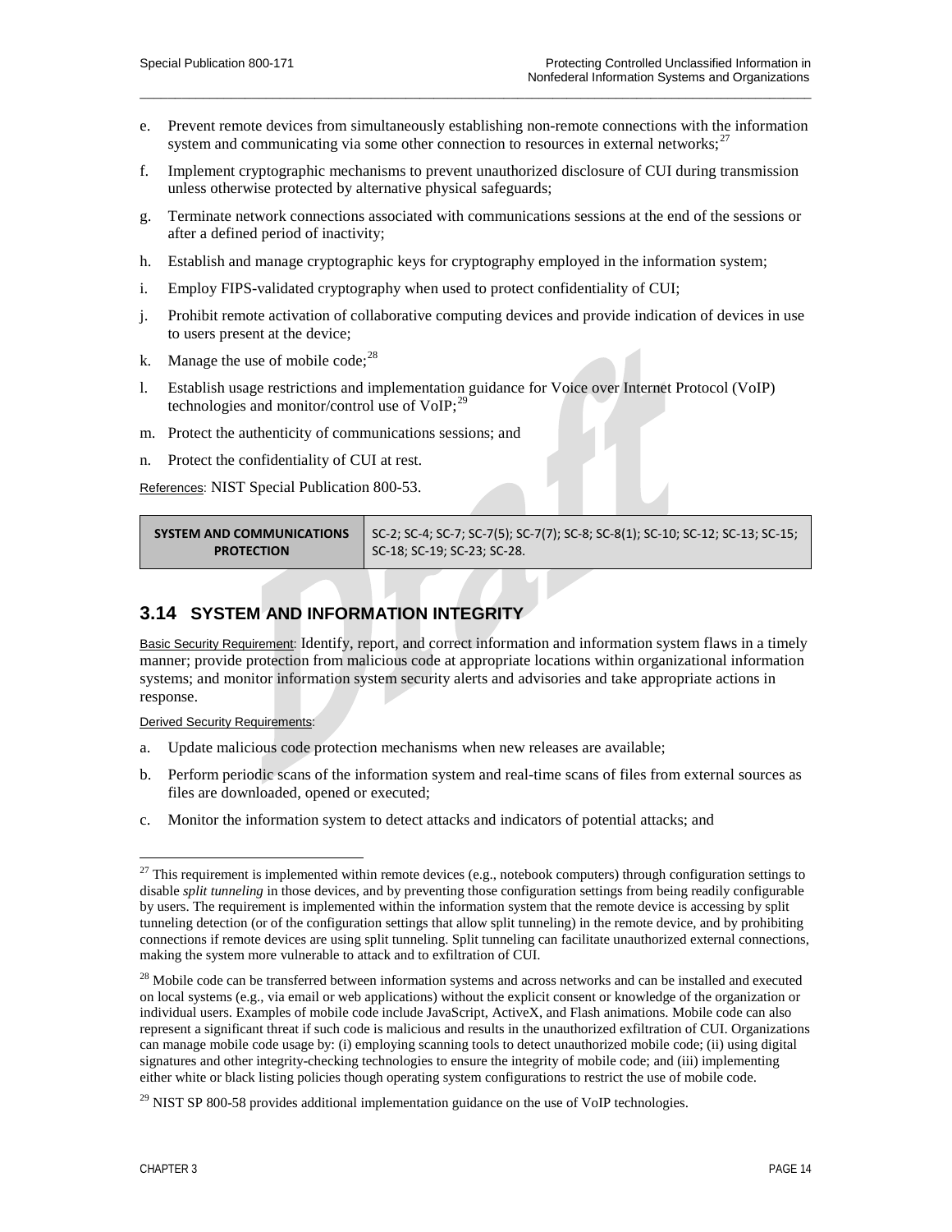e. Prevent remote devices from simultaneously establishing non-remote connections with the information system and communicating via some other connection to resources in external networks;[27]

f. Implement cryptographic mechanisms to prevent unauthorized disclosure of CUI during transmission unless otherwise protected by alternative physical safeguards;

g. Terminate network connections associated with communications sessions at the end of the sessions or after a defined period of inactivity;

h. Establish and manage cryptographic keys for cryptography employed in the information system;

i. Employ FIPS-validated cryptography when used to protect confidentiality of CUI;

j. Prohibit remote activation of collaborative computing devices and provide indication of devices in use to users present at the device;

k. Manage the use of mobile code;[28]

l. Establish usage restrictions and implementation guidance for Voice over Internet Protocol (VoIP) technologies and monitor/control use of VoIP;[29]

m. Protect the authenticity of communications sessions; and

n. Protect the confidentiality of CUI at rest.

References: NIST Special Publication 800-53.

| | |
|---|---|
| **SYSTEM AND COMMUNICATIONS PROTECTION** | SC-2; SC-4; SC-7; SC-7(5); SC-7(7); SC-8; SC-8(1); SC-10; SC-12; SC-13; SC-15; SC-18; SC-19; SC-23; SC-28. |

## 3.14 SYSTEM AND INFORMATION INTEGRITY

Basic Security Requirement: Identify, report, and correct information and information system flaws in a timely manner; provide protection from malicious code at appropriate locations within organizational information systems; and monitor information system security alerts and advisories and take appropriate actions in response.

Derived Security Requirements:

a. Update malicious code protection mechanisms when new releases are available;

b. Perform periodic scans of the information system and real-time scans of files from external sources as files are downloaded, opened or executed;

c. Monitor the information system to detect attacks and indicators of potential attacks; and

---

[27] This requirement is implemented within remote devices (e.g., notebook computers) through configuration settings to disable *split tunneling* in those devices, and by preventing those configuration settings from being readily configurable by users. The requirement is implemented within the information system that the remote device is accessing by split tunneling detection (or of the configuration settings that allow split tunneling) in the remote device, and by prohibiting connections if remote devices are using split tunneling. Split tunneling can facilitate unauthorized external connections, making the system more vulnerable to attack and to exfiltration of CUI.

[28] Mobile code can be transferred between information systems and across networks and can be installed and executed on local systems (e.g., via email or web applications) without the explicit consent or knowledge of the organization or individual users. Examples of mobile code include JavaScript, ActiveX, and Flash animations. Mobile code can also represent a significant threat if such code is malicious and results in the unauthorized exfiltration of CUI. Organizations can manage mobile code usage by: (i) employing scanning tools to detect unauthorized mobile code; (ii) using digital signatures and other integrity-checking technologies to ensure the integrity of mobile code; and (iii) implementing either white or black listing policies though operating system configurations to restrict the use of mobile code.

[29] NIST SP 800-58 provides additional implementation guidance on the use of VoIP technologies.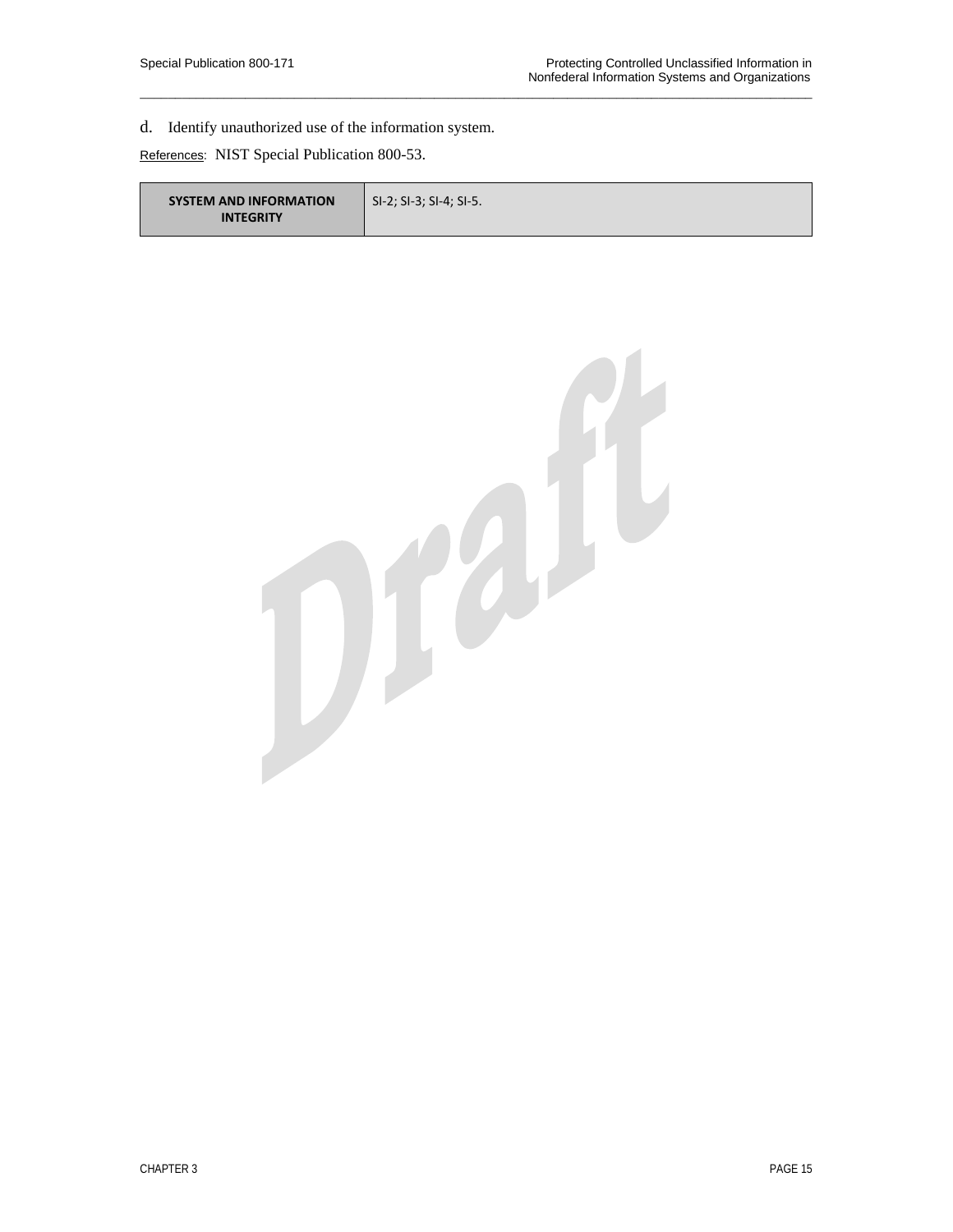d. Identify unauthorized use of the information system.

References: NIST Special Publication 800-53.

| | |
|---|---|
| **SYSTEM AND INFORMATION INTEGRITY** | SI-2; SI-3; SI-4; SI-5. |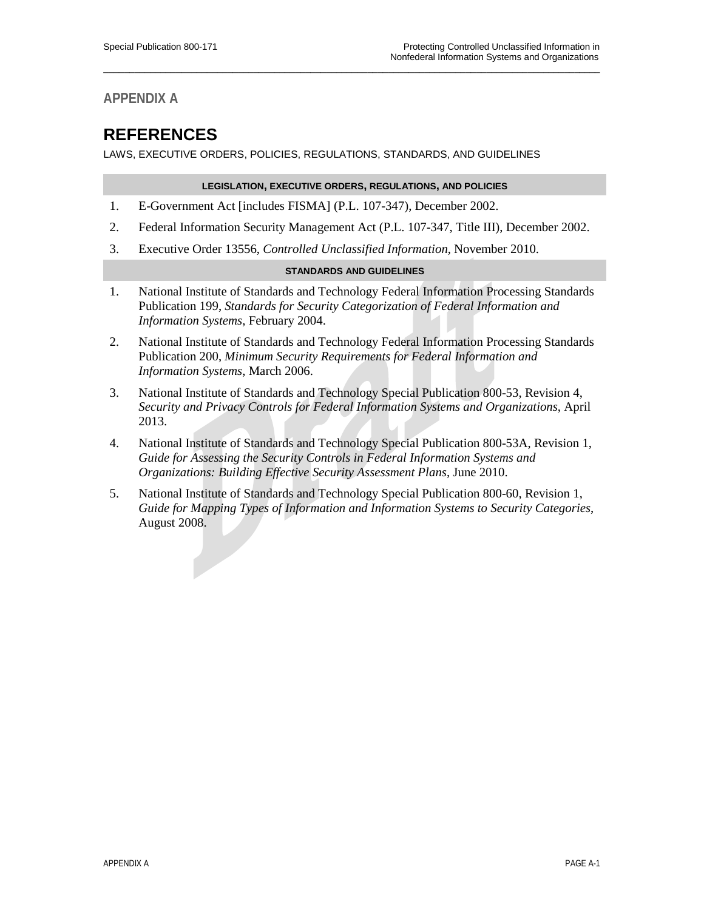## APPENDIX A

# REFERENCES

LAWS, EXECUTIVE ORDERS, POLICIES, REGULATIONS, STANDARDS, AND GUIDELINES

**LEGISLATION, EXECUTIVE ORDERS, REGULATIONS, AND POLICIES**

1. E-Government Act [includes FISMA] (P.L. 107-347), December 2002.
2. Federal Information Security Management Act (P.L. 107-347, Title III), December 2002.
3. Executive Order 13556, *Controlled Unclassified Information*, November 2010.

**STANDARDS AND GUIDELINES**

1. National Institute of Standards and Technology Federal Information Processing Standards Publication 199, *Standards for Security Categorization of Federal Information and Information Systems*, February 2004.
2. National Institute of Standards and Technology Federal Information Processing Standards Publication 200, *Minimum Security Requirements for Federal Information and Information Systems*, March 2006.
3. National Institute of Standards and Technology Special Publication 800-53, Revision 4, *Security and Privacy Controls for Federal Information Systems and Organizations*, April 2013.
4. National Institute of Standards and Technology Special Publication 800-53A, Revision 1, *Guide for Assessing the Security Controls in Federal Information Systems and Organizations: Building Effective Security Assessment Plans*, June 2010.
5. National Institute of Standards and Technology Special Publication 800-60, Revision 1, *Guide for Mapping Types of Information and Information Systems to Security Categories*, August 2008.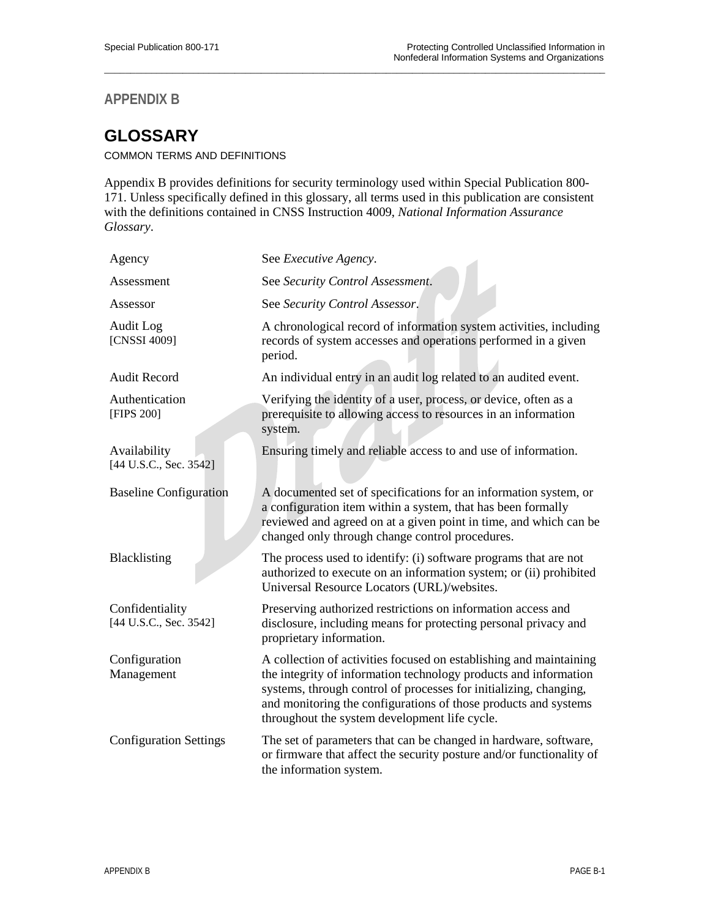## APPENDIX B

# GLOSSARY

COMMON TERMS AND DEFINITIONS

Appendix B provides definitions for security terminology used within Special Publication 800-171. Unless specifically defined in this glossary, all terms used in this publication are consistent with the definitions contained in CNSS Instruction 4009, *National Information Assurance Glossary*.

| | |
|---|---|
| Agency | See *Executive Agency*. |
| Assessment | See *Security Control Assessment*. |
| Assessor | See *Security Control Assessor*. |
| Audit Log [CNSSI 4009] | A chronological record of information system activities, including records of system accesses and operations performed in a given period. |
| Audit Record | An individual entry in an audit log related to an audited event. |
| Authentication [FIPS 200] | Verifying the identity of a user, process, or device, often as a prerequisite to allowing access to resources in an information system. |
| Availability [44 U.S.C., Sec. 3542] | Ensuring timely and reliable access to and use of information. |
| Baseline Configuration | A documented set of specifications for an information system, or a configuration item within a system, that has been formally reviewed and agreed on at a given point in time, and which can be changed only through change control procedures. |
| Blacklisting | The process used to identify: (i) software programs that are not authorized to execute on an information system; or (ii) prohibited Universal Resource Locators (URL)/websites. |
| Confidentiality [44 U.S.C., Sec. 3542] | Preserving authorized restrictions on information access and disclosure, including means for protecting personal privacy and proprietary information. |
| Configuration Management | A collection of activities focused on establishing and maintaining the integrity of information technology products and information systems, through control of processes for initializing, changing, and monitoring the configurations of those products and systems throughout the system development life cycle. |
| Configuration Settings | The set of parameters that can be changed in hardware, software, or firmware that affect the security posture and/or functionality of the information system. |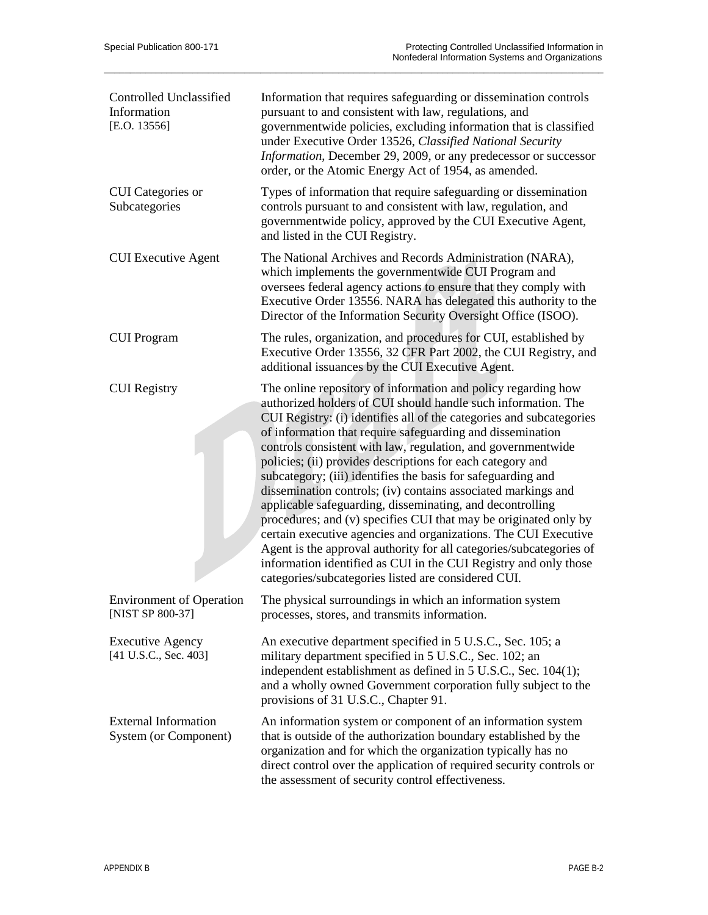| | |
|---|---|
| Controlled Unclassified Information [E.O. 13556] | Information that requires safeguarding or dissemination controls pursuant to and consistent with law, regulations, and governmentwide policies, excluding information that is classified under Executive Order 13526, *Classified National Security Information*, December 29, 2009, or any predecessor or successor order, or the Atomic Energy Act of 1954, as amended. |
| CUI Categories or Subcategories | Types of information that require safeguarding or dissemination controls pursuant to and consistent with law, regulation, and governmentwide policy, approved by the CUI Executive Agent, and listed in the CUI Registry. |
| CUI Executive Agent | The National Archives and Records Administration (NARA), which implements the governmentwide CUI Program and oversees federal agency actions to ensure that they comply with Executive Order 13556. NARA has delegated this authority to the Director of the Information Security Oversight Office (ISOO). |
| CUI Program | The rules, organization, and procedures for CUI, established by Executive Order 13556, 32 CFR Part 2002, the CUI Registry, and additional issuances by the CUI Executive Agent. |
| CUI Registry | The online repository of information and policy regarding how authorized holders of CUI should handle such information. The CUI Registry: (i) identifies all of the categories and subcategories of information that require safeguarding and dissemination controls consistent with law, regulation, and governmentwide policies; (ii) provides descriptions for each category and subcategory; (iii) identifies the basis for safeguarding and dissemination controls; (iv) contains associated markings and applicable safeguarding, disseminating, and decontrolling procedures; and (v) specifies CUI that may be originated only by certain executive agencies and organizations. The CUI Executive Agent is the approval authority for all categories/subcategories of information identified as CUI in the CUI Registry and only those categories/subcategories listed are considered CUI. |
| Environment of Operation [NIST SP 800-37] | The physical surroundings in which an information system processes, stores, and transmits information. |
| Executive Agency [41 U.S.C., Sec. 403] | An executive department specified in 5 U.S.C., Sec. 105; a military department specified in 5 U.S.C., Sec. 102; an independent establishment as defined in 5 U.S.C., Sec. 104(1); and a wholly owned Government corporation fully subject to the provisions of 31 U.S.C., Chapter 91. |
| External Information System (or Component) | An information system or component of an information system that is outside of the authorization boundary established by the organization and for which the organization typically has no direct control over the application of required security controls or the assessment of security control effectiveness. |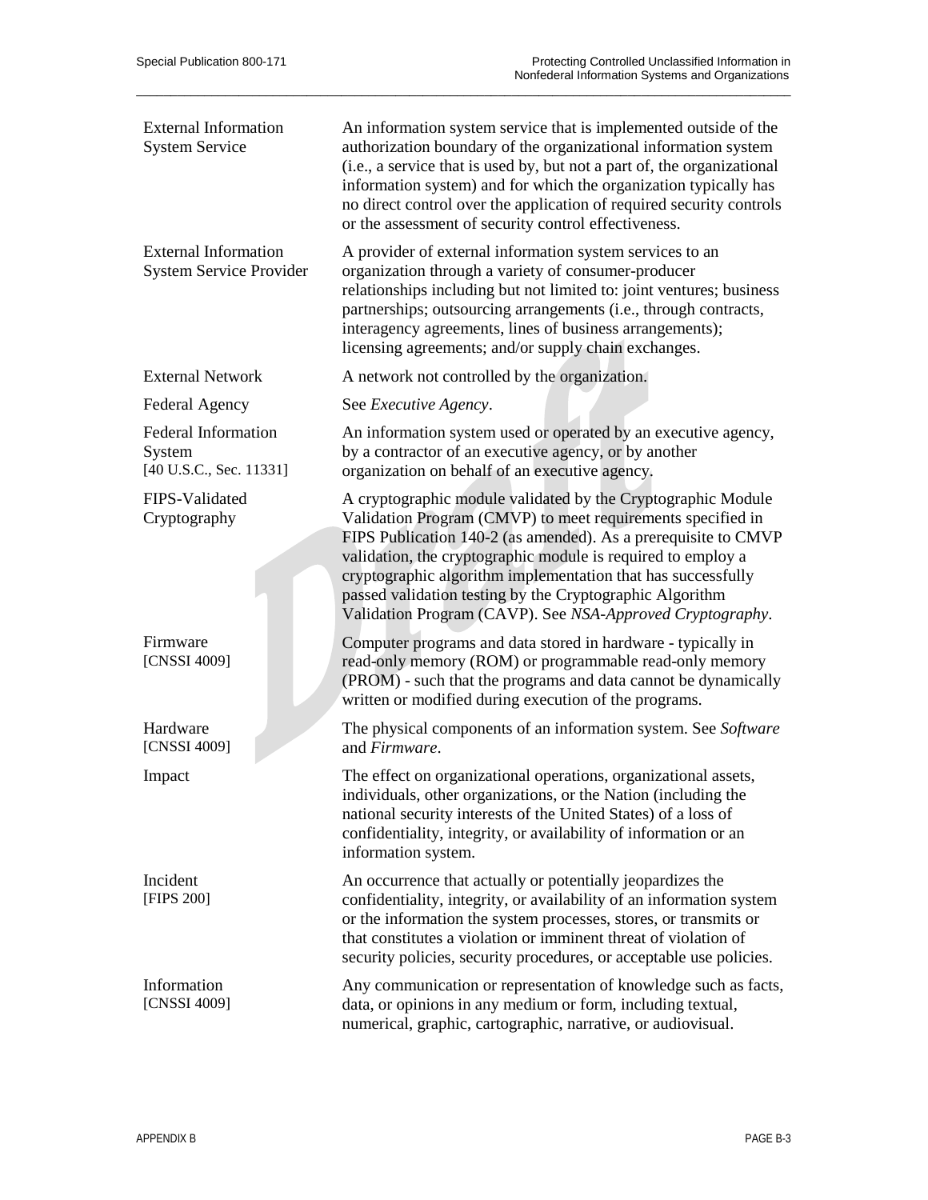| | |
|---|---|
| External Information System Service | An information system service that is implemented outside of the authorization boundary of the organizational information system (i.e., a service that is used by, but not a part of, the organizational information system) and for which the organization typically has no direct control over the application of required security controls or the assessment of security control effectiveness. |
| External Information System Service Provider | A provider of external information system services to an organization through a variety of consumer-producer relationships including but not limited to: joint ventures; business partnerships; outsourcing arrangements (i.e., through contracts, interagency agreements, lines of business arrangements); licensing agreements; and/or supply chain exchanges. |
| External Network | A network not controlled by the organization. |
| Federal Agency | See *Executive Agency*. |
| Federal Information System [40 U.S.C., Sec. 11331] | An information system used or operated by an executive agency, by a contractor of an executive agency, or by another organization on behalf of an executive agency. |
| FIPS-Validated Cryptography | A cryptographic module validated by the Cryptographic Module Validation Program (CMVP) to meet requirements specified in FIPS Publication 140-2 (as amended). As a prerequisite to CMVP validation, the cryptographic module is required to employ a cryptographic algorithm implementation that has successfully passed validation testing by the Cryptographic Algorithm Validation Program (CAVP). See *NSA-Approved Cryptography*. |
| Firmware [CNSSI 4009] | Computer programs and data stored in hardware - typically in read-only memory (ROM) or programmable read-only memory (PROM) - such that the programs and data cannot be dynamically written or modified during execution of the programs. |
| Hardware [CNSSI 4009] | The physical components of an information system. See *Software* and *Firmware*. |
| Impact | The effect on organizational operations, organizational assets, individuals, other organizations, or the Nation (including the national security interests of the United States) of a loss of confidentiality, integrity, or availability of information or an information system. |
| Incident [FIPS 200] | An occurrence that actually or potentially jeopardizes the confidentiality, integrity, or availability of an information system or the information the system processes, stores, or transmits or that constitutes a violation or imminent threat of violation of security policies, security procedures, or acceptable use policies. |
| Information [CNSSI 4009] | Any communication or representation of knowledge such as facts, data, or opinions in any medium or form, including textual, numerical, graphic, cartographic, narrative, or audiovisual. |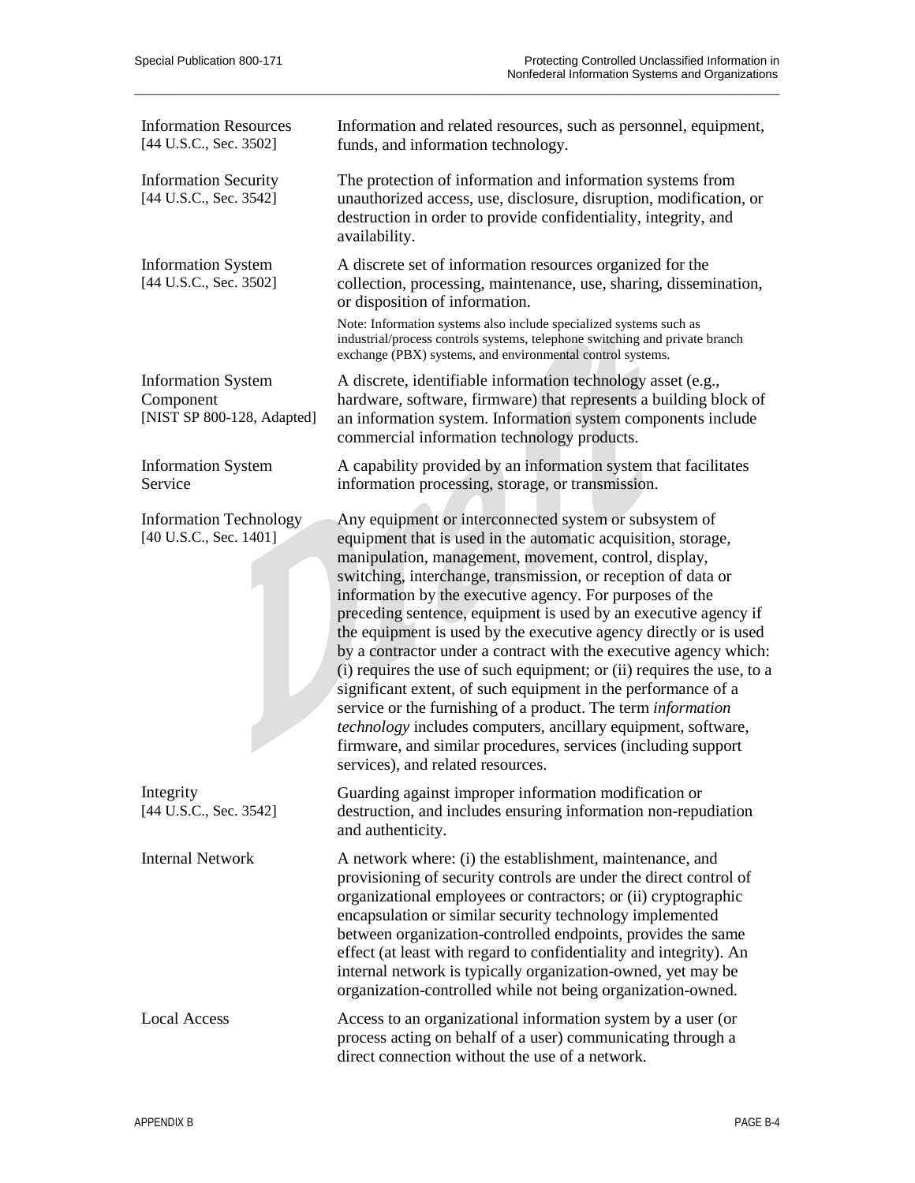| | |
|---|---|
| Information Resources<br>[44 U.S.C., Sec. 3502] | Information and related resources, such as personnel, equipment, funds, and information technology. |
| Information Security<br>[44 U.S.C., Sec. 3542] | The protection of information and information systems from unauthorized access, use, disclosure, disruption, modification, or destruction in order to provide confidentiality, integrity, and availability. |
| Information System<br>[44 U.S.C., Sec. 3502] | A discrete set of information resources organized for the collection, processing, maintenance, use, sharing, dissemination, or disposition of information.<br>Note: Information systems also include specialized systems such as industrial/process controls systems, telephone switching and private branch exchange (PBX) systems, and environmental control systems. |
| Information System Component<br>[NIST SP 800-128, Adapted] | A discrete, identifiable information technology asset (e.g., hardware, software, firmware) that represents a building block of an information system. Information system components include commercial information technology products. |
| Information System Service | A capability provided by an information system that facilitates information processing, storage, or transmission. |
| Information Technology<br>[40 U.S.C., Sec. 1401] | Any equipment or interconnected system or subsystem of equipment that is used in the automatic acquisition, storage, manipulation, management, movement, control, display, switching, interchange, transmission, or reception of data or information by the executive agency. For purposes of the preceding sentence, equipment is used by an executive agency if the equipment is used by the executive agency directly or is used by a contractor under a contract with the executive agency which: (i) requires the use of such equipment; or (ii) requires the use, to a significant extent, of such equipment in the performance of a service or the furnishing of a product. The term *information technology* includes computers, ancillary equipment, software, firmware, and similar procedures, services (including support services), and related resources. |
| Integrity<br>[44 U.S.C., Sec. 3542] | Guarding against improper information modification or destruction, and includes ensuring information non-repudiation and authenticity. |
| Internal Network | A network where: (i) the establishment, maintenance, and provisioning of security controls are under the direct control of organizational employees or contractors; or (ii) cryptographic encapsulation or similar security technology implemented between organization-controlled endpoints, provides the same effect (at least with regard to confidentiality and integrity). An internal network is typically organization-owned, yet may be organization-controlled while not being organization-owned. |
| Local Access | Access to an organizational information system by a user (or process acting on behalf of a user) communicating through a direct connection without the use of a network. |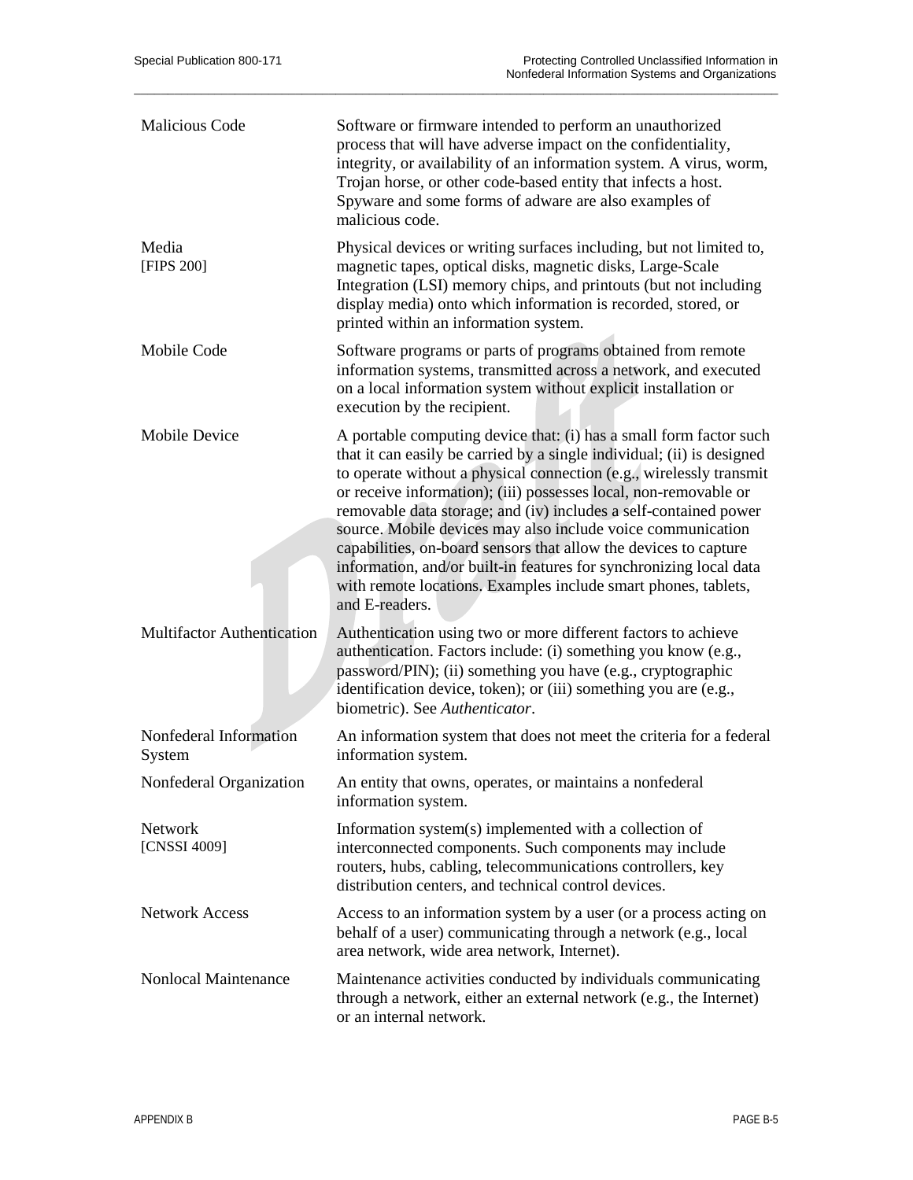| | |
|---|---|
| Malicious Code | Software or firmware intended to perform an unauthorized process that will have adverse impact on the confidentiality, integrity, or availability of an information system. A virus, worm, Trojan horse, or other code-based entity that infects a host. Spyware and some forms of adware are also examples of malicious code. |
| Media [FIPS 200] | Physical devices or writing surfaces including, but not limited to, magnetic tapes, optical disks, magnetic disks, Large-Scale Integration (LSI) memory chips, and printouts (but not including display media) onto which information is recorded, stored, or printed within an information system. |
| Mobile Code | Software programs or parts of programs obtained from remote information systems, transmitted across a network, and executed on a local information system without explicit installation or execution by the recipient. |
| Mobile Device | A portable computing device that: (i) has a small form factor such that it can easily be carried by a single individual; (ii) is designed to operate without a physical connection (e.g., wirelessly transmit or receive information); (iii) possesses local, non-removable or removable data storage; and (iv) includes a self-contained power source. Mobile devices may also include voice communication capabilities, on-board sensors that allow the devices to capture information, and/or built-in features for synchronizing local data with remote locations. Examples include smart phones, tablets, and E-readers. |
| Multifactor Authentication | Authentication using two or more different factors to achieve authentication. Factors include: (i) something you know (e.g., password/PIN); (ii) something you have (e.g., cryptographic identification device, token); or (iii) something you are (e.g., biometric). See *Authenticator*. |
| Nonfederal Information System | An information system that does not meet the criteria for a federal information system. |
| Nonfederal Organization | An entity that owns, operates, or maintains a nonfederal information system. |
| Network [CNSSI 4009] | Information system(s) implemented with a collection of interconnected components. Such components may include routers, hubs, cabling, telecommunications controllers, key distribution centers, and technical control devices. |
| Network Access | Access to an information system by a user (or a process acting on behalf of a user) communicating through a network (e.g., local area network, wide area network, Internet). |
| Nonlocal Maintenance | Maintenance activities conducted by individuals communicating through a network, either an external network (e.g., the Internet) or an internal network. |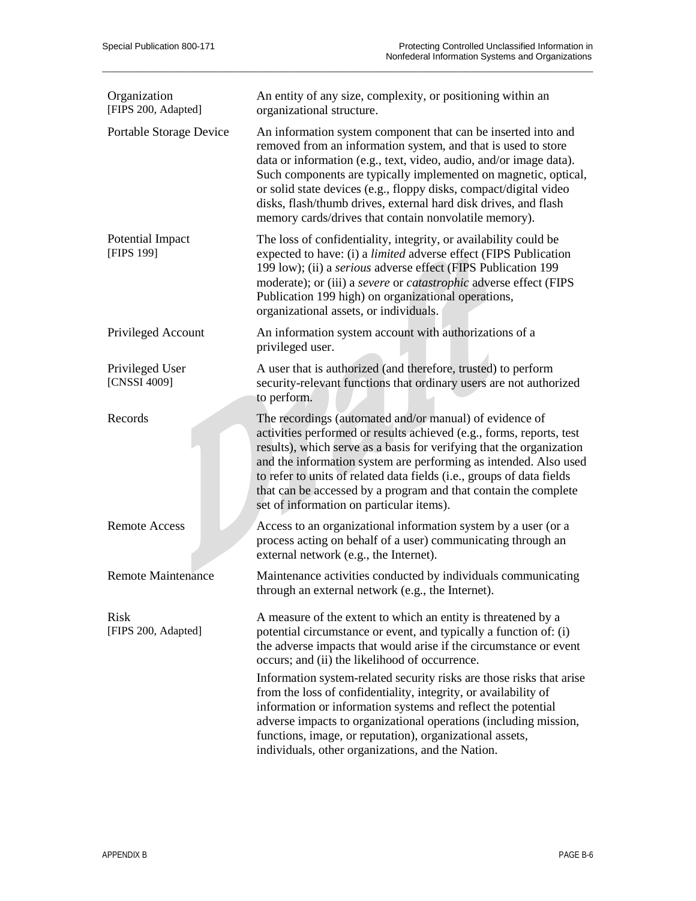| | |
|---|---|
| Organization<br>[FIPS 200, Adapted] | An entity of any size, complexity, or positioning within an organizational structure. |
| Portable Storage Device | An information system component that can be inserted into and removed from an information system, and that is used to store data or information (e.g., text, video, audio, and/or image data). Such components are typically implemented on magnetic, optical, or solid state devices (e.g., floppy disks, compact/digital video disks, flash/thumb drives, external hard disk drives, and flash memory cards/drives that contain nonvolatile memory). |
| Potential Impact<br>[FIPS 199] | The loss of confidentiality, integrity, or availability could be expected to have: (i) a *limited* adverse effect (FIPS Publication 199 low); (ii) a *serious* adverse effect (FIPS Publication 199 moderate); or (iii) a *severe* or *catastrophic* adverse effect (FIPS Publication 199 high) on organizational operations, organizational assets, or individuals. |
| Privileged Account | An information system account with authorizations of a privileged user. |
| Privileged User<br>[CNSSI 4009] | A user that is authorized (and therefore, trusted) to perform security-relevant functions that ordinary users are not authorized to perform. |
| Records | The recordings (automated and/or manual) of evidence of activities performed or results achieved (e.g., forms, reports, test results), which serve as a basis for verifying that the organization and the information system are performing as intended. Also used to refer to units of related data fields (i.e., groups of data fields that can be accessed by a program and that contain the complete set of information on particular items). |
| Remote Access | Access to an organizational information system by a user (or a process acting on behalf of a user) communicating through an external network (e.g., the Internet). |
| Remote Maintenance | Maintenance activities conducted by individuals communicating through an external network (e.g., the Internet). |
| Risk<br>[FIPS 200, Adapted] | A measure of the extent to which an entity is threatened by a potential circumstance or event, and typically a function of: (i) the adverse impacts that would arise if the circumstance or event occurs; and (ii) the likelihood of occurrence.<br><br>Information system-related security risks are those risks that arise from the loss of confidentiality, integrity, or availability of information or information systems and reflect the potential adverse impacts to organizational operations (including mission, functions, image, or reputation), organizational assets, individuals, other organizations, and the Nation. |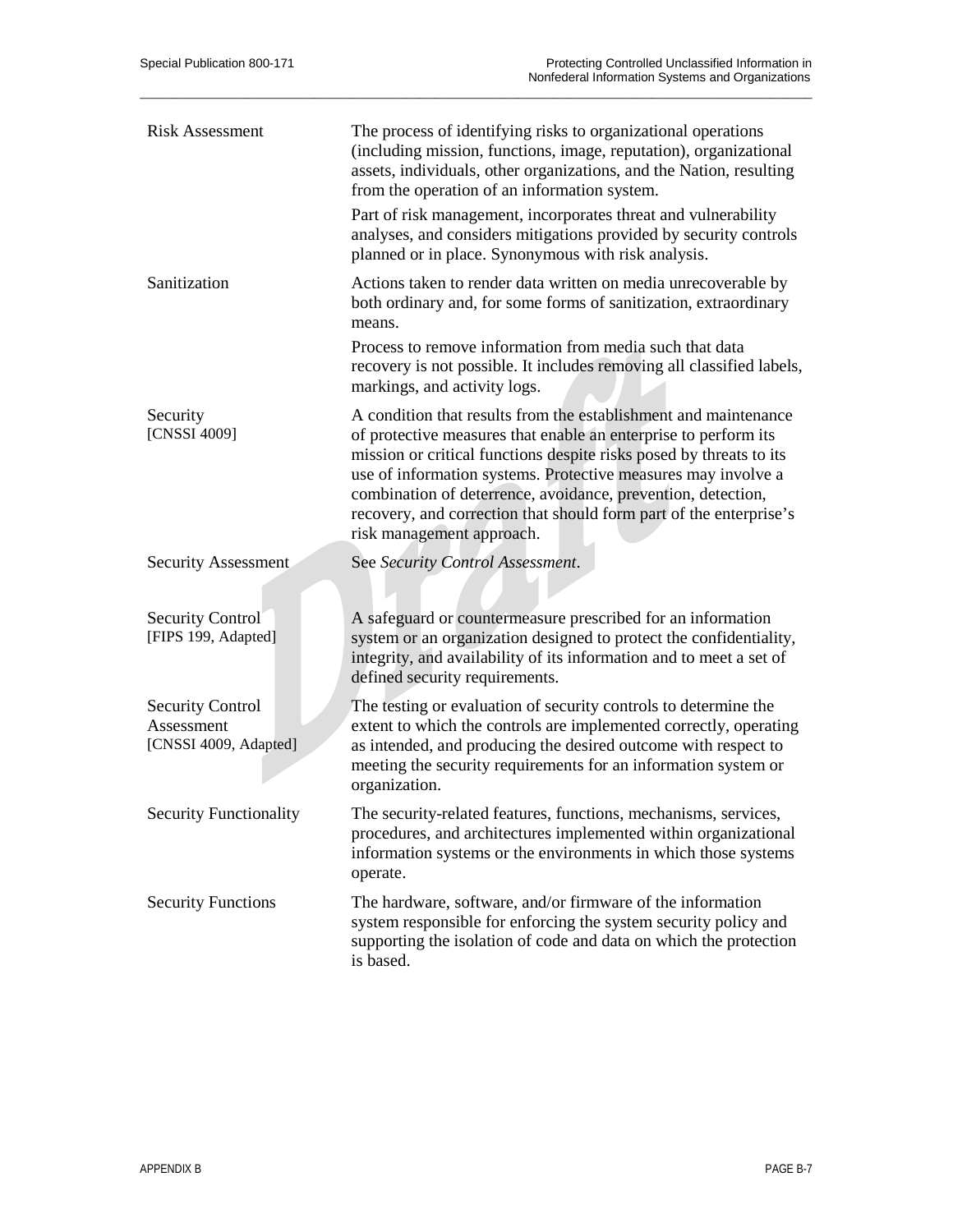| | |
|---|---|
| Risk Assessment | The process of identifying risks to organizational operations (including mission, functions, image, reputation), organizational assets, individuals, other organizations, and the Nation, resulting from the operation of an information system.<br><br>Part of risk management, incorporates threat and vulnerability analyses, and considers mitigations provided by security controls planned or in place. Synonymous with risk analysis. |
| Sanitization | Actions taken to render data written on media unrecoverable by both ordinary and, for some forms of sanitization, extraordinary means.<br><br>Process to remove information from media such that data recovery is not possible. It includes removing all classified labels, markings, and activity logs. |
| Security<br>[CNSSI 4009] | A condition that results from the establishment and maintenance of protective measures that enable an enterprise to perform its mission or critical functions despite risks posed by threats to its use of information systems. Protective measures may involve a combination of deterrence, avoidance, prevention, detection, recovery, and correction that should form part of the enterprise's risk management approach. |
| Security Assessment | See *Security Control Assessment*. |
| Security Control<br>[FIPS 199, Adapted] | A safeguard or countermeasure prescribed for an information system or an organization designed to protect the confidentiality, integrity, and availability of its information and to meet a set of defined security requirements. |
| Security Control Assessment<br>[CNSSI 4009, Adapted] | The testing or evaluation of security controls to determine the extent to which the controls are implemented correctly, operating as intended, and producing the desired outcome with respect to meeting the security requirements for an information system or organization. |
| Security Functionality | The security-related features, functions, mechanisms, services, procedures, and architectures implemented within organizational information systems or the environments in which those systems operate. |
| Security Functions | The hardware, software, and/or firmware of the information system responsible for enforcing the system security policy and supporting the isolation of code and data on which the protection is based. |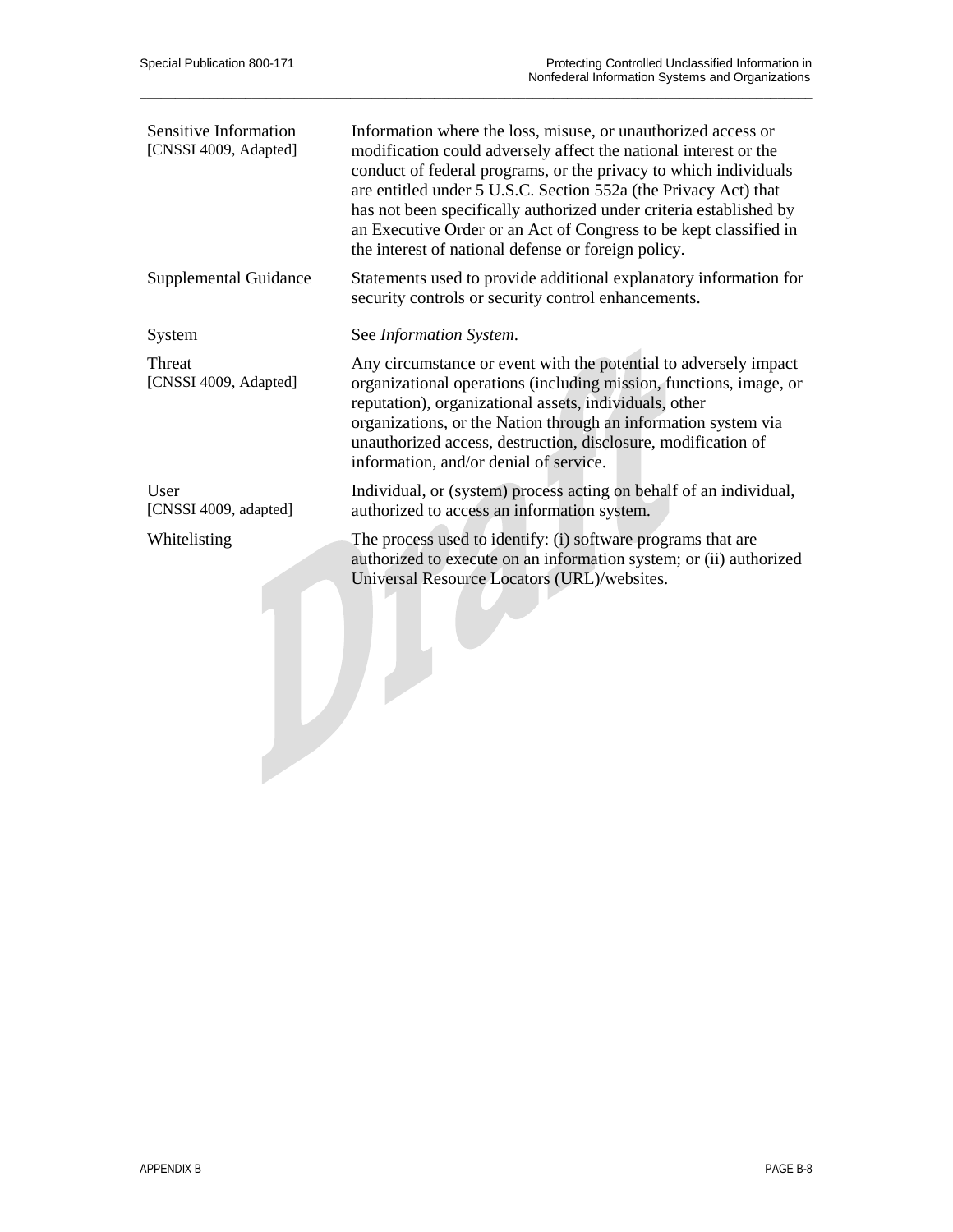| | |
|---|---|
| Sensitive Information<br>[CNSSI 4009, Adapted] | Information where the loss, misuse, or unauthorized access or modification could adversely affect the national interest or the conduct of federal programs, or the privacy to which individuals are entitled under 5 U.S.C. Section 552a (the Privacy Act) that has not been specifically authorized under criteria established by an Executive Order or an Act of Congress to be kept classified in the interest of national defense or foreign policy. |
| Supplemental Guidance | Statements used to provide additional explanatory information for security controls or security control enhancements. |
| System | See *Information System*. |
| Threat<br>[CNSSI 4009, Adapted] | Any circumstance or event with the potential to adversely impact organizational operations (including mission, functions, image, or reputation), organizational assets, individuals, other organizations, or the Nation through an information system via unauthorized access, destruction, disclosure, modification of information, and/or denial of service. |
| User<br>[CNSSI 4009, adapted] | Individual, or (system) process acting on behalf of an individual, authorized to access an information system. |
| Whitelisting | The process used to identify: (i) software programs that are authorized to execute on an information system; or (ii) authorized Universal Resource Locators (URL)/websites. |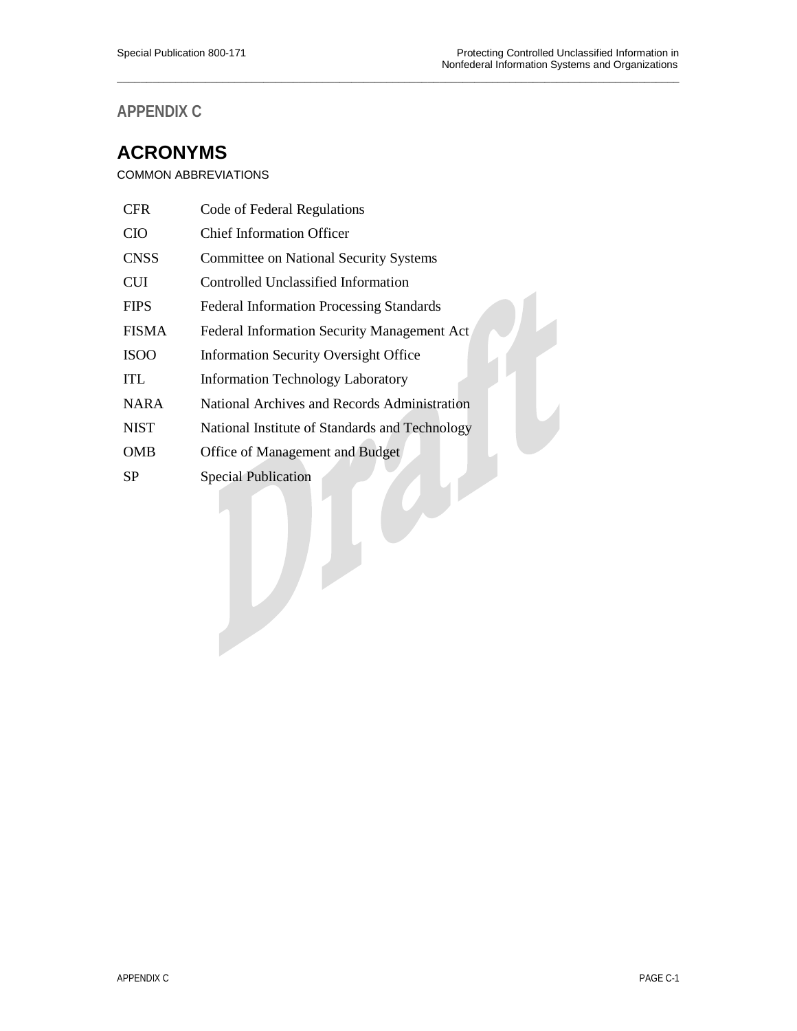## APPENDIX C

# ACRONYMS

COMMON ABBREVIATIONS

| | |
|---|---|
| CFR | Code of Federal Regulations |
| CIO | Chief Information Officer |
| CNSS | Committee on National Security Systems |
| CUI | Controlled Unclassified Information |
| FIPS | Federal Information Processing Standards |
| FISMA | Federal Information Security Management Act |
| ISOO | Information Security Oversight Office |
| ITL | Information Technology Laboratory |
| NARA | National Archives and Records Administration |
| NIST | National Institute of Standards and Technology |
| OMB | Office of Management and Budget |
| SP | Special Publication |